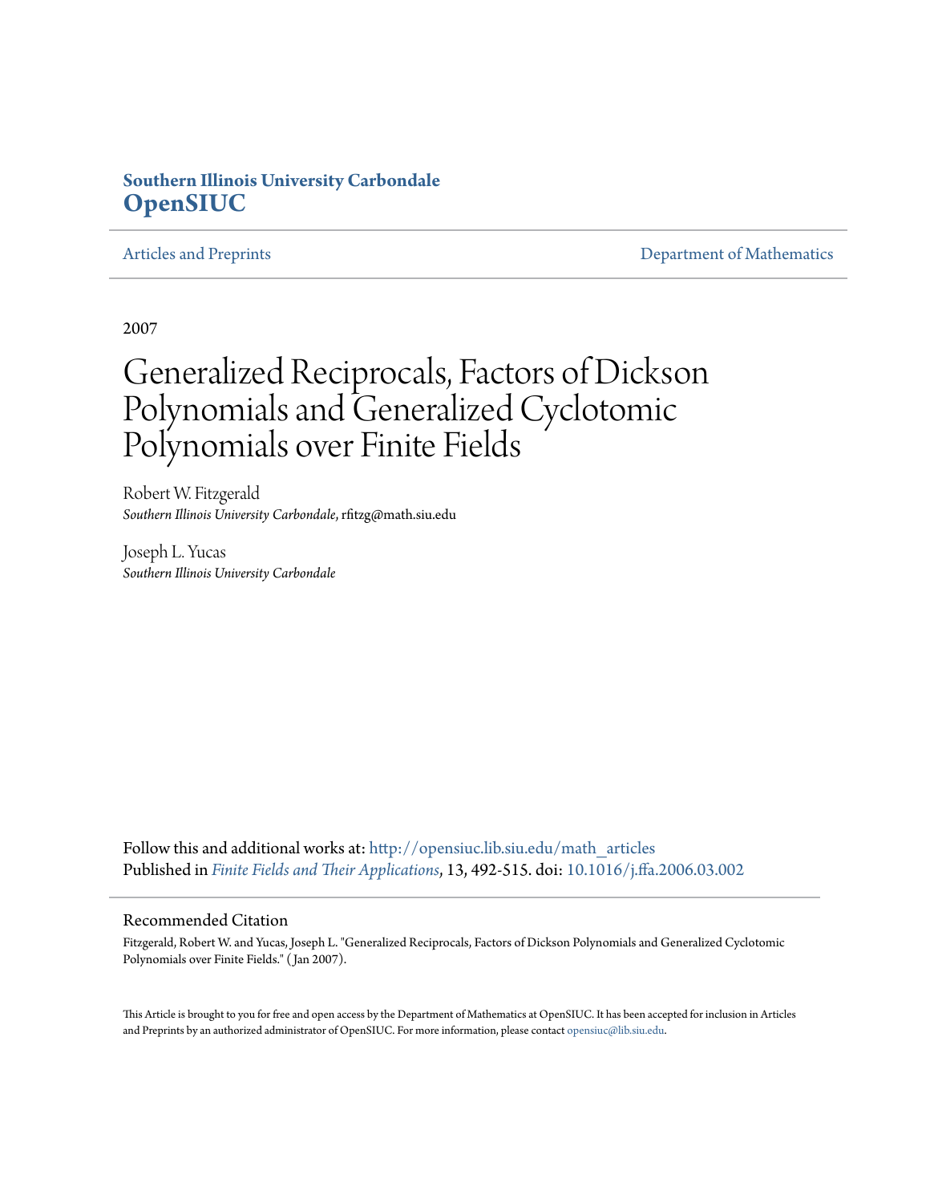**Southern Illinois University Carbondale**
**OpenSIUC**

Articles and Preprints | Department of Mathematics

2007

# Generalized Reciprocals, Factors of Dickson Polynomials and Generalized Cyclotomic Polynomials over Finite Fields

Robert W. Fitzgerald
*Southern Illinois University Carbondale*, rfitzg@math.siu.edu

Joseph L. Yucas
*Southern Illinois University Carbondale*

Follow this and additional works at: http://opensiuc.lib.siu.edu/math_articles
Published in *Finite Fields and Their Applications*, 13, 492-515. doi: 10.1016/j.ffa.2006.03.002

## Recommended Citation

Fitzgerald, Robert W. and Yucas, Joseph L. "Generalized Reciprocals, Factors of Dickson Polynomials and Generalized Cyclotomic Polynomials over Finite Fields." ( Jan 2007).

This Article is brought to you for free and open access by the Department of Mathematics at OpenSIUC. It has been accepted for inclusion in Articles and Preprints by an authorized administrator of OpenSIUC. For more information, please contact opensiuc@lib.siu.edu.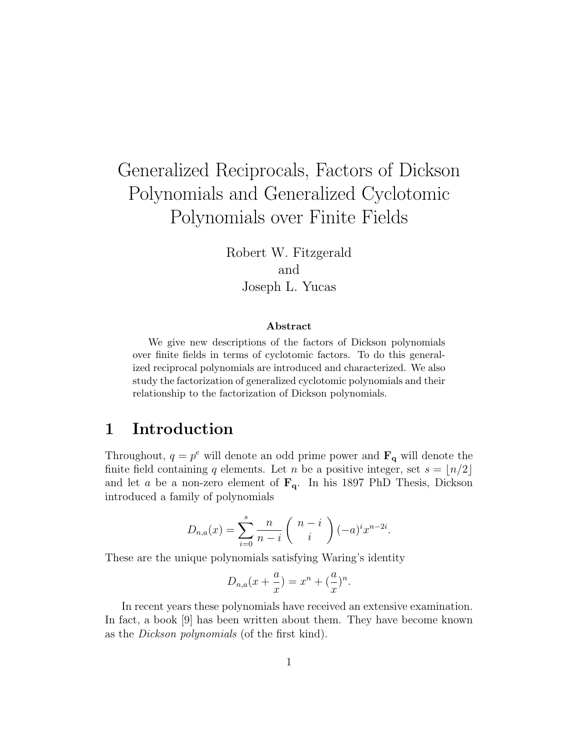# Generalized Reciprocals, Factors of Dickson Polynomials and Generalized Cyclotomic Polynomials over Finite Fields

Robert W. Fitzgerald
and
Joseph L. Yucas

### Abstract

We give new descriptions of the factors of Dickson polynomials over finite fields in terms of cyclotomic factors. To do this generalized reciprocal polynomials are introduced and characterized. We also study the factorization of generalized cyclotomic polynomials and their relationship to the factorization of Dickson polynomials.

## 1 Introduction

Throughout, $q = p^e$ will denote an odd prime power and $\mathbf{F_q}$ will denote the finite field containing $q$ elements. Let $n$ be a positive integer, set $s = \lfloor n/2 \rfloor$ and let $a$ be a non-zero element of $\mathbf{F_q}$. In his 1897 PhD Thesis, Dickson introduced a family of polynomials

$$D_{n,a}(x) = \sum_{i=0}^{s} \frac{n}{n-i} \binom{n-i}{i} (-a)^i x^{n-2i}.$$

These are the unique polynomials satisfying Waring's identity

$$D_{n,a}(x + \frac{a}{x}) = x^n + (\frac{a}{x})^n.$$

In recent years these polynomials have received an extensive examination. In fact, a book [9] has been written about them. They have become known as the *Dickson polynomials* (of the first kind).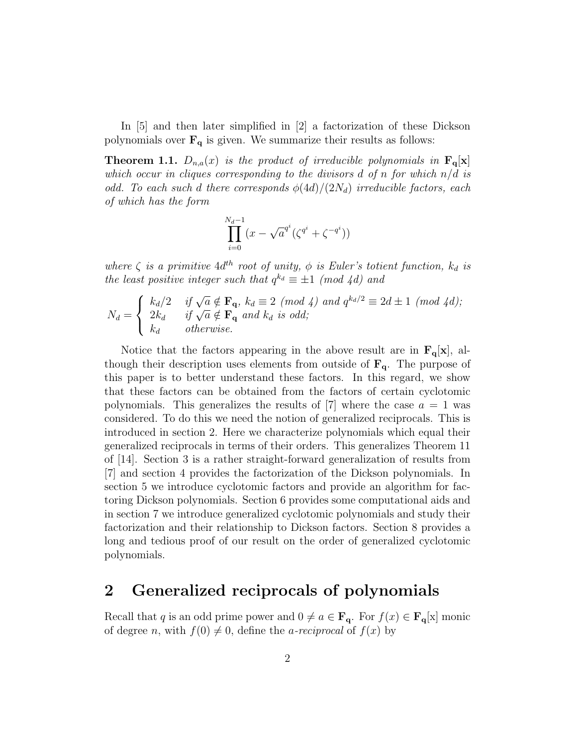In [5] and then later simplified in [2] a factorization of these Dickson polynomials over $\mathbf{F_q}$ is given. We summarize their results as follows:

**Theorem 1.1.** *$D_{n,a}(x)$ is the product of irreducible polynomials in $\mathbf{F_q}[\mathbf{x}]$ which occur in cliques corresponding to the divisors $d$ of $n$ for which $n/d$ is odd. To each such $d$ there corresponds $\phi(4d)/(2N_d)$ irreducible factors, each of which has the form*

$$\prod_{i=0}^{N_d-1} (x - \sqrt{a}^{q^i}(\zeta^{q^i} + \zeta^{-q^i}))$$

*where $\zeta$ is a primitive $4d^{th}$ root of unity, $\phi$ is Euler's totient function, $k_d$ is the least positive integer such that $q^{k_d} \equiv \pm 1$ (mod $4d$) and*

$$N_d = \begin{cases} k_d/2 & \text{if } \sqrt{a} \notin \mathbf{F_q},\ k_d \equiv 2 \text{ (mod 4) and } q^{k_d/2} \equiv 2d \pm 1 \text{ (mod } 4d\text{);} \\ 2k_d & \text{if } \sqrt{a} \notin \mathbf{F_q} \text{ and } k_d \text{ is odd;} \\ k_d & \text{otherwise.} \end{cases}$$

Notice that the factors appearing in the above result are in $\mathbf{F_q}[\mathbf{x}]$, although their description uses elements from outside of $\mathbf{F_q}$. The purpose of this paper is to better understand these factors. In this regard, we show that these factors can be obtained from the factors of certain cyclotomic polynomials. This generalizes the results of [7] where the case $a = 1$ was considered. To do this we need the notion of generalized reciprocals. This is introduced in section 2. Here we characterize polynomials which equal their generalized reciprocals in terms of their orders. This generalizes Theorem 11 of [14]. Section 3 is a rather straight-forward generalization of results from [7] and section 4 provides the factorization of the Dickson polynomials. In section 5 we introduce cyclotomic factors and provide an algorithm for factoring Dickson polynomials. Section 6 provides some computational aids and in section 7 we introduce generalized cyclotomic polynomials and study their factorization and their relationship to Dickson factors. Section 8 provides a long and tedious proof of our result on the order of generalized cyclotomic polynomials.

## 2 Generalized reciprocals of polynomials

Recall that $q$ is an odd prime power and $0 \neq a \in \mathbf{F_q}$. For $f(x) \in \mathbf{F_q}[\mathrm{x}]$ monic of degree $n$, with $f(0) \neq 0$, define the *a-reciprocal* of $f(x)$ by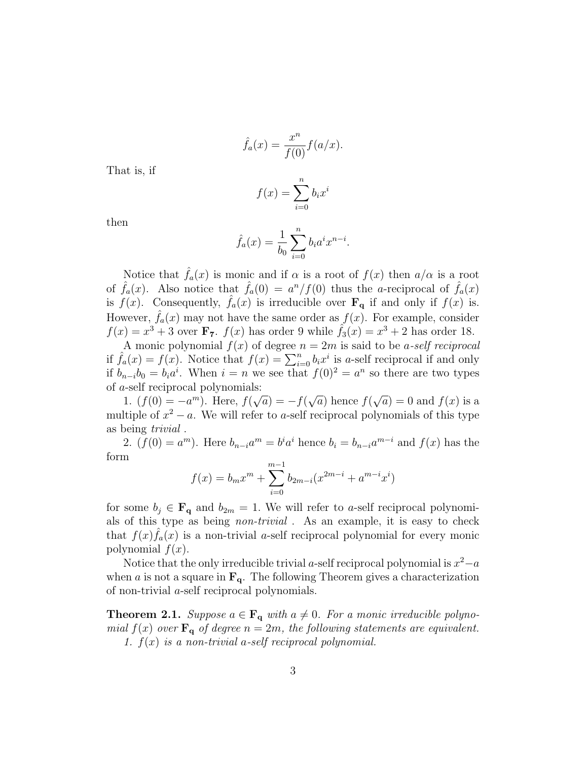$$\hat{f}_a(x) = \frac{x^n}{f(0)} f(a/x).$$

That is, if

$$f(x) = \sum_{i=0}^{n} b_i x^i$$

then

$$\hat{f}_a(x) = \frac{1}{b_0} \sum_{i=0}^{n} b_i a^i x^{n-i}.$$

Notice that $\hat{f}_a(x)$ is monic and if $\alpha$ is a root of $f(x)$ then $a/\alpha$ is a root of $\hat{f}_a(x)$. Also notice that $\hat{f}_a(0) = a^n/f(0)$ thus the $a$-reciprocal of $\hat{f}_a(x)$ is $f(x)$. Consequently, $\hat{f}_a(x)$ is irreducible over $\mathbf{F_q}$ if and only if $f(x)$ is. However, $\hat{f}_a(x)$ may not have the same order as $f(x)$. For example, consider $f(x) = x^3 + 3$ over $\mathbf{F_7}$. $f(x)$ has order 9 while $\hat{f}_3(x) = x^3 + 2$ has order 18.

A monic polynomial $f(x)$ of degree $n = 2m$ is said to be *$a$-self reciprocal* if $\hat{f}_a(x) = f(x)$. Notice that $f(x) = \sum_{i=0}^{n} b_i x^i$ is $a$-self reciprocal if and only if $b_{n-i} b_0 = b_i a^i$. When $i = n$ we see that $f(0)^2 = a^n$ so there are two types of $a$-self reciprocal polynomials:

1. ($f(0) = -a^m$). Here, $f(\sqrt{a}) = -f(\sqrt{a})$ hence $f(\sqrt{a}) = 0$ and $f(x)$ is a multiple of $x^2 - a$. We will refer to $a$-self reciprocal polynomials of this type as being *trivial* .

2. ($f(0) = a^m$). Here $b_{n-i} a^m = b^i a^i$ hence $b_i = b_{n-i} a^{m-i}$ and $f(x)$ has the form

$$f(x) = b_m x^m + \sum_{i=0}^{m-1} b_{2m-i}(x^{2m-i} + a^{m-i} x^i)$$

for some $b_j \in \mathbf{F_q}$ and $b_{2m} = 1$. We will refer to $a$-self reciprocal polynomials of this type as being *non-trivial* . As an example, it is easy to check that $f(x)\hat{f}_a(x)$ is a non-trivial $a$-self reciprocal polynomial for every monic polynomial $f(x)$.

Notice that the only irreducible trivial $a$-self reciprocal polynomial is $x^2 - a$ when $a$ is not a square in $\mathbf{F_q}$. The following Theorem gives a characterization of non-trivial $a$-self reciprocal polynomials.

**Theorem 2.1.** *Suppose $a \in \mathbf{F_q}$ with $a \neq 0$. For a monic irreducible polynomial $f(x)$ over $\mathbf{F_q}$ of degree $n = 2m$, the following statements are equivalent.*

*1. $f(x)$ is a non-trivial $a$-self reciprocal polynomial.*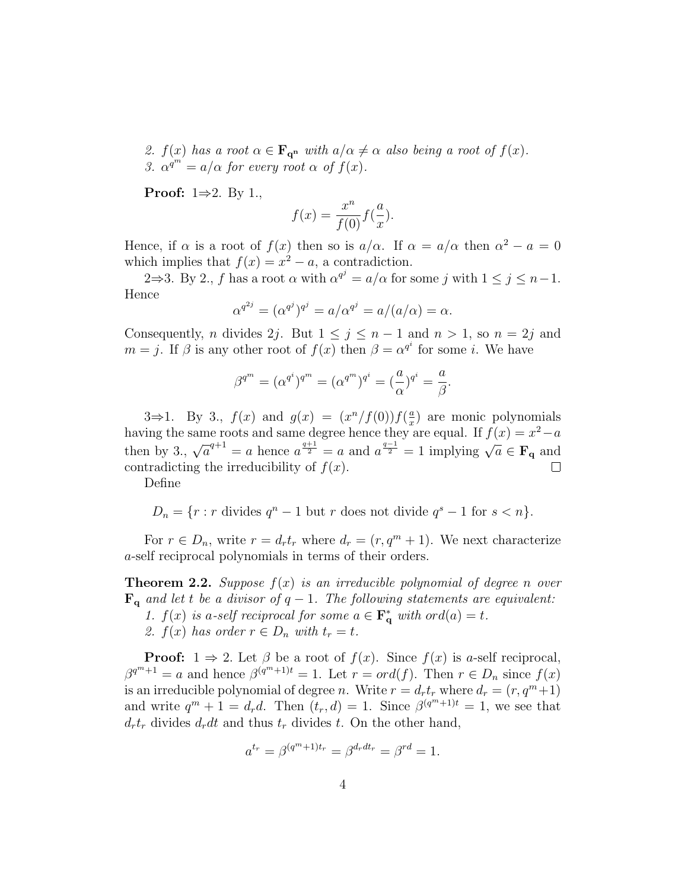*2. $f(x)$ has a root $\alpha \in \mathbf{F_{q^n}}$ with $a/\alpha \neq \alpha$ also being a root of $f(x)$.*
*3. $\alpha^{q^m} = a/\alpha$ for every root $\alpha$ of $f(x)$.*

**Proof:** 1⇒2. By 1.,

$$f(x) = \frac{x^n}{f(0)} f(\frac{a}{x}).$$

Hence, if $\alpha$ is a root of $f(x)$ then so is $a/\alpha$. If $\alpha = a/\alpha$ then $\alpha^2 - a = 0$ which implies that $f(x) = x^2 - a$, a contradiction.

2⇒3. By 2., $f$ has a root $\alpha$ with $\alpha^{q^j} = a/\alpha$ for some $j$ with $1 \leq j \leq n-1$. Hence

$$\alpha^{q^{2j}} = (\alpha^{q^j})^{q^j} = a/\alpha^{q^j} = a/(a/\alpha) = \alpha.$$

Consequently, $n$ divides $2j$. But $1 \leq j \leq n-1$ and $n > 1$, so $n = 2j$ and $m = j$. If $\beta$ is any other root of $f(x)$ then $\beta = \alpha^{q^i}$ for some $i$. We have

$$\beta^{q^m} = (\alpha^{q^i})^{q^m} = (\alpha^{q^m})^{q^i} = (\frac{a}{\alpha})^{q^i} = \frac{a}{\beta}.$$

3⇒1. By 3., $f(x)$ and $g(x) = (x^n/f(0))f(\frac{a}{x})$ are monic polynomials having the same roots and same degree hence they are equal. If $f(x) = x^2 - a$ then by 3., $\sqrt{a}^{q+1} = a$ hence $a^{\frac{q+1}{2}} = a$ and $a^{\frac{q-1}{2}} = 1$ implying $\sqrt{a} \in \mathbf{F_q}$ and contradicting the irreducibility of $f(x)$. □

Define

$$D_n = \{r : r \text{ divides } q^n - 1 \text{ but } r \text{ does not divide } q^s - 1 \text{ for } s < n\}.$$

For $r \in D_n$, write $r = d_r t_r$ where $d_r = (r, q^m + 1)$. We next characterize $a$-self reciprocal polynomials in terms of their orders.

**Theorem 2.2.** *Suppose $f(x)$ is an irreducible polynomial of degree $n$ over $\mathbf{F_q}$ and let $t$ be a divisor of $q - 1$. The following statements are equivalent:*
*1. $f(x)$ is $a$-self reciprocal for some $a \in \mathbf{F_q^*}$ with $ord(a) = t$.*
*2. $f(x)$ has order $r \in D_n$ with $t_r = t$.*

**Proof:** 1 ⇒ 2. Let $\beta$ be a root of $f(x)$. Since $f(x)$ is $a$-self reciprocal, $\beta^{q^m+1} = a$ and hence $\beta^{(q^m+1)t} = 1$. Let $r = ord(f)$. Then $r \in D_n$ since $f(x)$ is an irreducible polynomial of degree $n$. Write $r = d_r t_r$ where $d_r = (r, q^m+1)$ and write $q^m + 1 = d_r d$. Then $(t_r, d) = 1$. Since $\beta^{(q^m+1)t} = 1$, we see that $d_r t_r$ divides $d_r d t$ and thus $t_r$ divides $t$. On the other hand,

$$a^{t_r} = \beta^{(q^m+1)t_r} = \beta^{d_r d t_r} = \beta^{rd} = 1.$$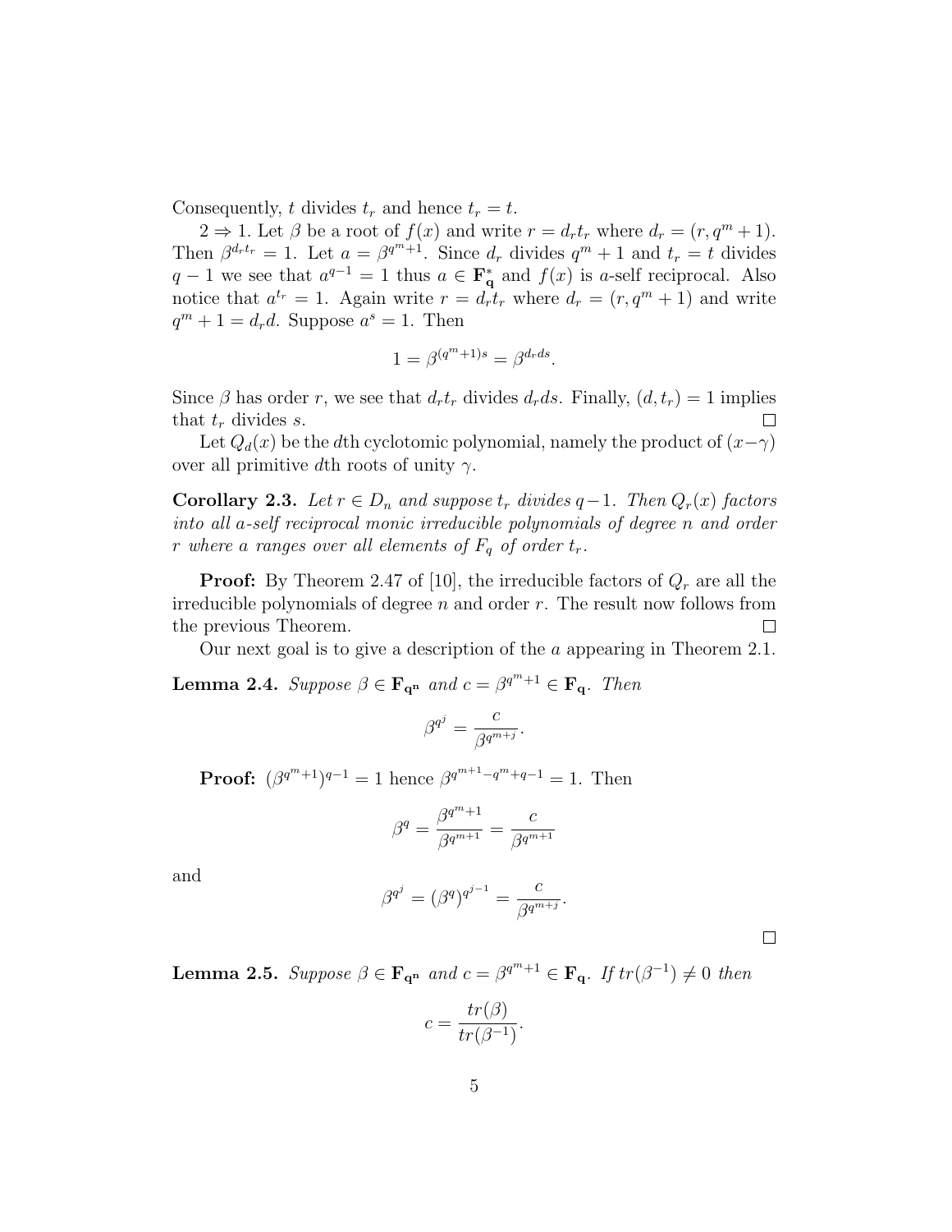Consequently, $t$ divides $t_r$ and hence $t_r = t$.

$2 \Rightarrow 1$. Let $\beta$ be a root of $f(x)$ and write $r = d_r t_r$ where $d_r = (r, q^m + 1)$. Then $\beta^{d_r t_r} = 1$. Let $a = \beta^{q^m+1}$. Since $d_r$ divides $q^m + 1$ and $t_r = t$ divides $q - 1$ we see that $a^{q-1} = 1$ thus $a \in \mathbf{F}_\mathbf{q}^*$ and $f(x)$ is $a$-self reciprocal. Also notice that $a^{t_r} = 1$. Again write $r = d_r t_r$ where $d_r = (r, q^m + 1)$ and write $q^m + 1 = d_r d$. Suppose $a^s = 1$. Then

$$1 = \beta^{(q^m+1)s} = \beta^{d_r ds}.$$

Since $\beta$ has order $r$, we see that $d_r t_r$ divides $d_r ds$. Finally, $(d, t_r) = 1$ implies that $t_r$ divides $s$. □

Let $Q_d(x)$ be the $d$th cyclotomic polynomial, namely the product of $(x - \gamma)$ over all primitive $d$th roots of unity $\gamma$.

**Corollary 2.3.** *Let $r \in D_n$ and suppose $t_r$ divides $q-1$. Then $Q_r(x)$ factors into all $a$-self reciprocal monic irreducible polynomials of degree $n$ and order $r$ where $a$ ranges over all elements of $F_q$ of order $t_r$.*

**Proof:** By Theorem 2.47 of [10], the irreducible factors of $Q_r$ are all the irreducible polynomials of degree $n$ and order $r$. The result now follows from the previous Theorem. □

Our next goal is to give a description of the $a$ appearing in Theorem 2.1.

**Lemma 2.4.** *Suppose $\beta \in \mathbf{F}_{\mathbf{q}^\mathbf{n}}$ and $c = \beta^{q^m+1} \in \mathbf{F}_\mathbf{q}$. Then*

$$\beta^{q^j} = \frac{c}{\beta^{q^{m+j}}}.$$

**Proof:** $(\beta^{q^m+1})^{q-1} = 1$ hence $\beta^{q^{m+1} - q^m + q - 1} = 1$. Then

$$\beta^q = \frac{\beta^{q^m+1}}{\beta^{q^{m+1}}} = \frac{c}{\beta^{q^{m+1}}}$$

and

$$\beta^{q^j} = (\beta^q)^{q^{j-1}} = \frac{c}{\beta^{q^{m+j}}}.$$

□

**Lemma 2.5.** *Suppose $\beta \in \mathbf{F}_{\mathbf{q}^\mathbf{n}}$ and $c = \beta^{q^m+1} \in \mathbf{F}_\mathbf{q}$. If $tr(\beta^{-1}) \neq 0$ then*

$$c = \frac{tr(\beta)}{tr(\beta^{-1})}.$$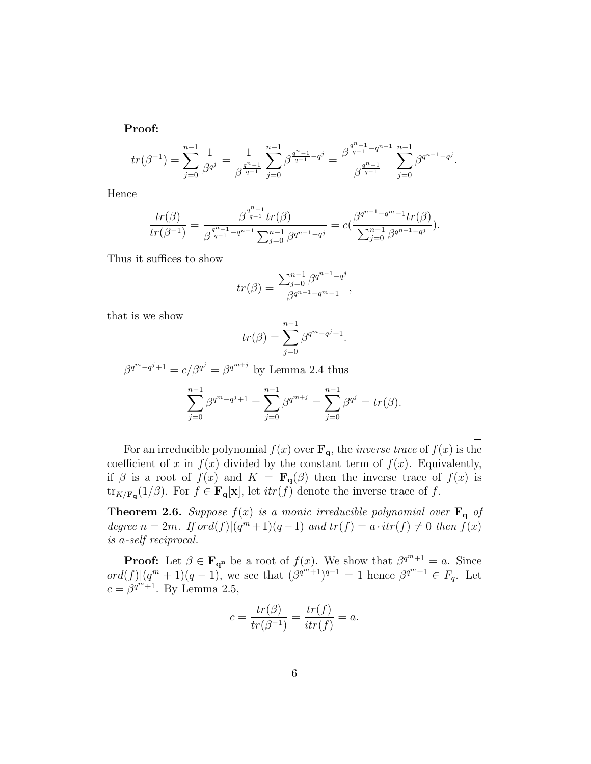**Proof:**

$$tr(\beta^{-1}) = \sum_{j=0}^{n-1} \frac{1}{\beta^{q^j}} = \frac{1}{\beta^{\frac{q^n-1}{q-1}}} \sum_{j=0}^{n-1} \beta^{\frac{q^n-1}{q-1}-q^j} = \frac{\beta^{\frac{q^n-1}{q-1}-q^{n-1}}}{\beta^{\frac{q^n-1}{q-1}}} \sum_{j=0}^{n-1} \beta^{q^{n-1}-q^j}.$$

Hence

$$\frac{tr(\beta)}{tr(\beta^{-1})} = \frac{\beta^{\frac{q^n-1}{q-1}} tr(\beta)}{\beta^{\frac{q^n-1}{q-1}-q^{n-1}} \sum_{j=0}^{n-1} \beta^{q^{n-1}-q^j}} = c(\frac{\beta^{q^{n-1}-q^m-1} tr(\beta)}{\sum_{j=0}^{n-1} \beta^{q^{n-1}-q^j}}).$$

Thus it suffices to show

$$tr(\beta) = \frac{\sum_{j=0}^{n-1} \beta^{q^{n-1}-q^j}}{\beta^{q^{n-1}-q^m-1}},$$

that is we show

$$tr(\beta) = \sum_{j=0}^{n-1} \beta^{q^m-q^j+1}.$$

$\beta^{q^m-q^j+1} = c/\beta^{q^j} = \beta^{q^{m+j}}$ by Lemma 2.4 thus

$$\sum_{j=0}^{n-1} \beta^{q^m-q^j+1} = \sum_{j=0}^{n-1} \beta^{q^{m+j}} = \sum_{j=0}^{n-1} \beta^{q^j} = tr(\beta).$$

□

For an irreducible polynomial $f(x)$ over $\mathbf{F_q}$, the *inverse trace* of $f(x)$ is the coefficient of $x$ in $f(x)$ divided by the constant term of $f(x)$. Equivalently, if $\beta$ is a root of $f(x)$ and $K = \mathbf{F_q}(\beta)$ then the inverse trace of $f(x)$ is $\text{tr}_{K/\mathbf{F_q}}(1/\beta)$. For $f \in \mathbf{F_q[x]}$, let $itr(f)$ denote the inverse trace of $f$.

**Theorem 2.6.** *Suppose $f(x)$ is a monic irreducible polynomial over $\mathbf{F_q}$ of degree $n = 2m$. If $ord(f)|(q^m+1)(q-1)$ and $tr(f) = a \cdot itr(f) \neq 0$ then $f(x)$ is a-self reciprocal.*

**Proof:** Let $\beta \in \mathbf{F_{q^n}}$ be a root of $f(x)$. We show that $\beta^{q^m+1} = a$. Since $ord(f)|(q^m+1)(q-1)$, we see that $(\beta^{q^m+1})^{q-1} = 1$ hence $\beta^{q^m+1} \in F_q$. Let $c = \beta^{q^m+1}$. By Lemma 2.5,

$$c = \frac{tr(\beta)}{tr(\beta^{-1})} = \frac{tr(f)}{itr(f)} = a.$$

□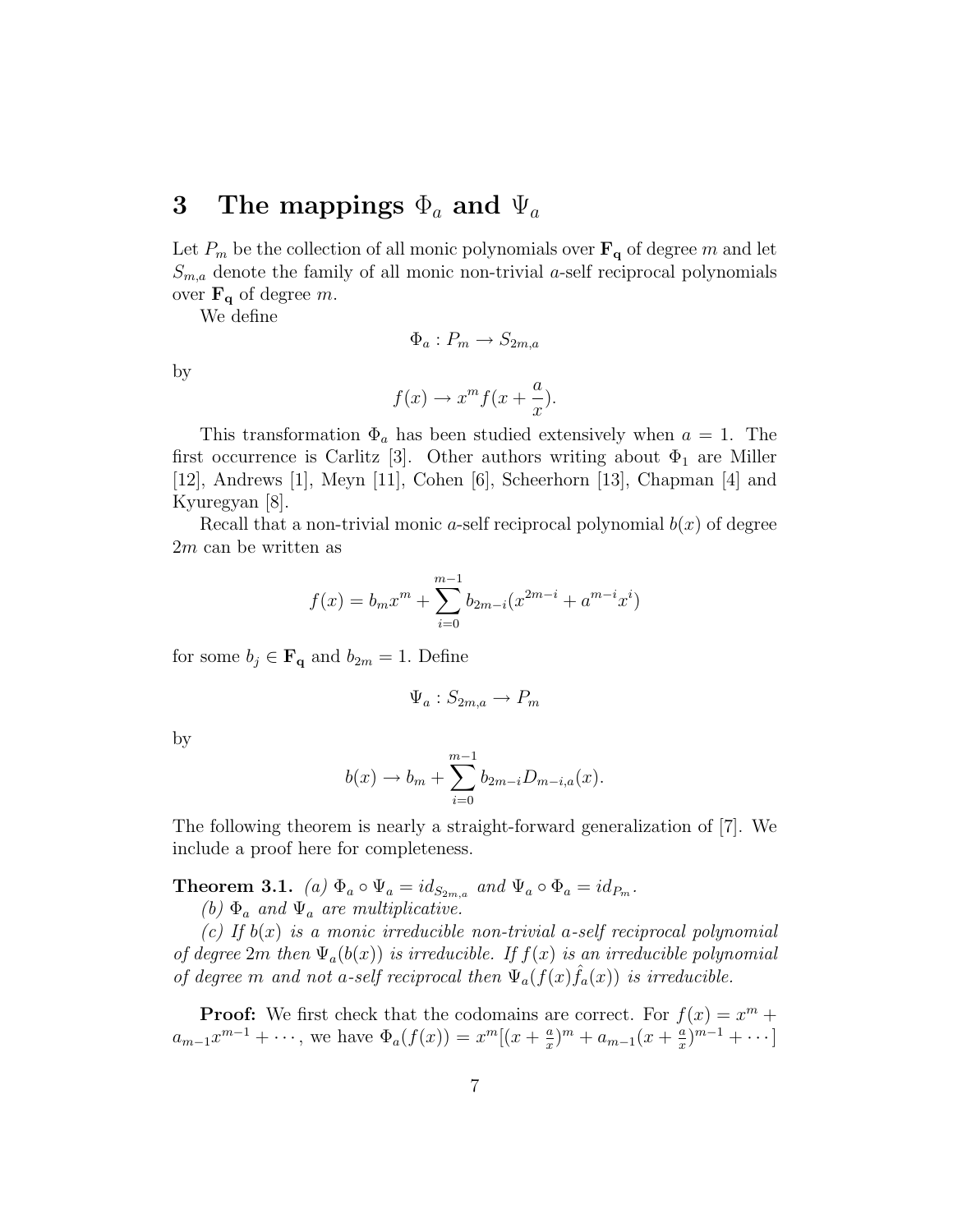# 3 The mappings $\Phi_a$ and $\Psi_a$

Let $P_m$ be the collection of all monic polynomials over $\mathbf{F_q}$ of degree $m$ and let $S_{m,a}$ denote the family of all monic non-trivial $a$-self reciprocal polynomials over $\mathbf{F_q}$ of degree $m$.

We define

$$\Phi_a : P_m \to S_{2m,a}$$

by

$$f(x) \to x^m f(x + \frac{a}{x}).$$

This transformation $\Phi_a$ has been studied extensively when $a = 1$. The first occurrence is Carlitz [3]. Other authors writing about $\Phi_1$ are Miller [12], Andrews [1], Meyn [11], Cohen [6], Scheerhorn [13], Chapman [4] and Kyuregyan [8].

Recall that a non-trivial monic $a$-self reciprocal polynomial $b(x)$ of degree $2m$ can be written as

$$f(x) = b_m x^m + \sum_{i=0}^{m-1} b_{2m-i}(x^{2m-i} + a^{m-i}x^i)$$

for some $b_j \in \mathbf{F_q}$ and $b_{2m} = 1$. Define

$$\Psi_a : S_{2m,a} \to P_m$$

by

$$b(x) \to b_m + \sum_{i=0}^{m-1} b_{2m-i} D_{m-i,a}(x).$$

The following theorem is nearly a straight-forward generalization of [7]. We include a proof here for completeness.

**Theorem 3.1.** *(a)* $\Phi_a \circ \Psi_a = id_{S_{2m,a}}$ *and* $\Psi_a \circ \Phi_a = id_{P_m}$.

*(b)* $\Phi_a$ *and* $\Psi_a$ *are multiplicative.*

*(c) If* $b(x)$ *is a monic irreducible non-trivial $a$-self reciprocal polynomial of degree* $2m$ *then* $\Psi_a(b(x))$ *is irreducible. If* $f(x)$ *is an irreducible polynomial of degree* $m$ *and not $a$-self reciprocal then* $\Psi_a(f(x)\hat{f}_a(x))$ *is irreducible.*

**Proof:** We first check that the codomains are correct. For $f(x) = x^m + a_{m-1}x^{m-1} + \cdots$, we have $\Phi_a(f(x)) = x^m[(x + \frac{a}{x})^m + a_{m-1}(x + \frac{a}{x})^{m-1} + \cdots]$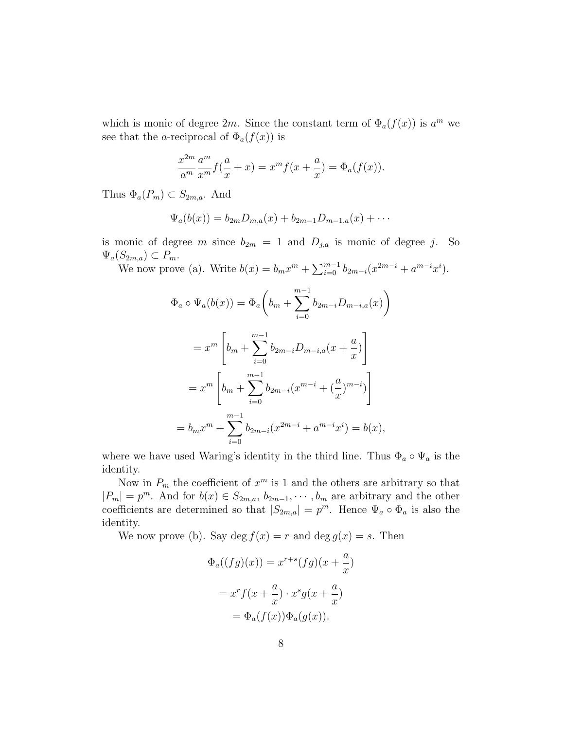which is monic of degree $2m$. Since the constant term of $\Phi_a(f(x))$ is $a^m$ we see that the $a$-reciprocal of $\Phi_a(f(x))$ is

$$\frac{x^{2m}}{a^m}\frac{a^m}{x^m}f(\frac{a}{x}+x) = x^m f(x+\frac{a}{x}) = \Phi_a(f(x)).$$

Thus $\Phi_a(P_m) \subset S_{2m,a}$. And

$$\Psi_a(b(x)) = b_{2m}D_{m,a}(x) + b_{2m-1}D_{m-1,a}(x) + \cdots$$

is monic of degree $m$ since $b_{2m} = 1$ and $D_{j,a}$ is monic of degree $j$. So $\Psi_a(S_{2m,a}) \subset P_m$.

We now prove (a). Write $b(x) = b_m x^m + \sum_{i=0}^{m-1} b_{2m-i}(x^{2m-i} + a^{m-i}x^i)$.

$$\Phi_a \circ \Psi_a(b(x)) = \Phi_a\left(b_m + \sum_{i=0}^{m-1} b_{2m-i}D_{m-i,a}(x)\right)$$

$$= x^m\left[b_m + \sum_{i=0}^{m-1} b_{2m-i}D_{m-i,a}(x+\frac{a}{x})\right]$$

$$= x^m\left[b_m + \sum_{i=0}^{m-1} b_{2m-i}(x^{m-i} + (\frac{a}{x})^{m-i})\right]$$

$$= b_m x^m + \sum_{i=0}^{m-1} b_{2m-i}(x^{2m-i} + a^{m-i}x^i) = b(x),$$

where we have used Waring's identity in the third line. Thus $\Phi_a \circ \Psi_a$ is the identity.

Now in $P_m$ the coefficient of $x^m$ is 1 and the others are arbitrary so that $|P_m| = p^m$. And for $b(x) \in S_{2m,a}$, $b_{2m-1}, \cdots, b_m$ are arbitrary and the other coefficients are determined so that $|S_{2m,a}| = p^m$. Hence $\Psi_a \circ \Phi_a$ is also the identity.

We now prove (b). Say $\deg f(x) = r$ and $\deg g(x) = s$. Then

$$\Phi_a((fg)(x)) = x^{r+s}(fg)(x+\frac{a}{x})$$

$$= x^r f(x+\frac{a}{x}) \cdot x^s g(x+\frac{a}{x})$$

$$= \Phi_a(f(x))\Phi_a(g(x)).$$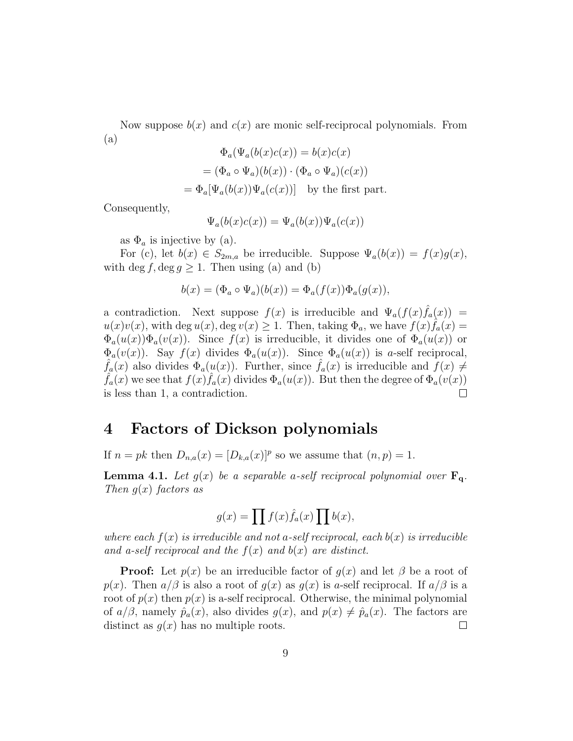Now suppose $b(x)$ and $c(x)$ are monic self-reciprocal polynomials. From (a)

$$\Phi_a(\Psi_a(b(x)c(x)) = b(x)c(x)$$
$$= (\Phi_a \circ \Psi_a)(b(x)) \cdot (\Phi_a \circ \Psi_a)(c(x))$$
$$= \Phi_a[\Psi_a(b(x))\Psi_a(c(x))] \quad \text{by the first part.}$$

Consequently,

$$\Psi_a(b(x)c(x)) = \Psi_a(b(x))\Psi_a(c(x))$$

as $\Phi_a$ is injective by (a).

For (c), let $b(x) \in S_{2m,a}$ be irreducible. Suppose $\Psi_a(b(x)) = f(x)g(x)$, with $\deg f, \deg g \geq 1$. Then using (a) and (b)

$$b(x) = (\Phi_a \circ \Psi_a)(b(x)) = \Phi_a(f(x))\Phi_a(g(x)),$$

a contradiction. Next suppose $f(x)$ is irreducible and $\Psi_a(f(x)\hat{f}_a(x)) = u(x)v(x)$, with $\deg u(x), \deg v(x) \geq 1$. Then, taking $\Phi_a$, we have $f(x)\hat{f}_a(x) = \Phi_a(u(x))\Phi_a(v(x))$. Since $f(x)$ is irreducible, it divides one of $\Phi_a(u(x))$ or $\Phi_a(v(x))$. Say $f(x)$ divides $\Phi_a(u(x))$. Since $\Phi_a(u(x))$ is $a$-self reciprocal, $\hat{f}_a(x)$ also divides $\Phi_a(u(x))$. Further, since $\hat{f}_a(x)$ is irreducible and $f(x) \neq \hat{f}_a(x)$ we see that $f(x)\hat{f}_a(x)$ divides $\Phi_a(u(x))$. But then the degree of $\Phi_a(v(x))$ is less than 1, a contradiction. $\square$

# 4 Factors of Dickson polynomials

If $n = pk$ then $D_{n,a}(x) = [D_{k,a}(x)]^p$ so we assume that $(n, p) = 1$.

**Lemma 4.1.** *Let $g(x)$ be a separable $a$-self reciprocal polynomial over $\mathbf{F_q}$. Then $g(x)$ factors as*

$$g(x) = \prod f(x)\hat{f}_a(x) \prod b(x),$$

*where each $f(x)$ is irreducible and not $a$-self reciprocal, each $b(x)$ is irreducible and $a$-self reciprocal and the $f(x)$ and $b(x)$ are distinct.*

**Proof:** Let $p(x)$ be an irreducible factor of $g(x)$ and let $\beta$ be a root of $p(x)$. Then $a/\beta$ is also a root of $g(x)$ as $g(x)$ is $a$-self reciprocal. If $a/\beta$ is a root of $p(x)$ then $p(x)$ is a-self reciprocal. Otherwise, the minimal polynomial of $a/\beta$, namely $\hat{p}_a(x)$, also divides $g(x)$, and $p(x) \neq \hat{p}_a(x)$. The factors are distinct as $g(x)$ has no multiple roots. $\square$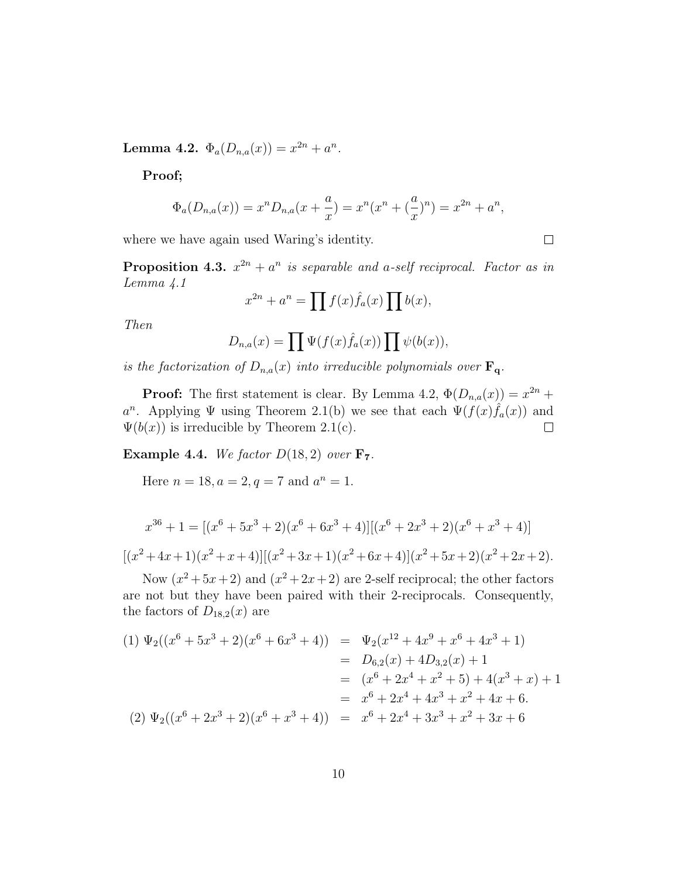**Lemma 4.2.** $\Phi_a(D_{n,a}(x)) = x^{2n} + a^n$.

**Proof;**

$$\Phi_a(D_{n,a}(x)) = x^n D_{n,a}(x + \frac{a}{x}) = x^n(x^n + (\frac{a}{x})^n) = x^{2n} + a^n,$$

where we have again used Waring's identity. $\square$

**Proposition 4.3.** *$x^{2n} + a^n$ is separable and $a$-self reciprocal. Factor as in Lemma 4.1*

$$x^{2n} + a^n = \prod f(x)\hat{f}_a(x) \prod b(x),$$

*Then*

$$D_{n,a}(x) = \prod \Psi(f(x)\hat{f}_a(x)) \prod \psi(b(x)),$$

*is the factorization of $D_{n,a}(x)$ into irreducible polynomials over $\mathbf{F_q}$.*

**Proof:** The first statement is clear. By Lemma 4.2, $\Phi(D_{n,a}(x)) = x^{2n} + a^n$. Applying $\Psi$ using Theorem 2.1(b) we see that each $\Psi(f(x)\hat{f}_a(x))$ and $\Psi(b(x))$ is irreducible by Theorem 2.1(c). $\square$

**Example 4.4.** *We factor $D(18, 2)$ over $\mathbf{F_7}$.*

Here $n = 18, a = 2, q = 7$ and $a^n = 1$.

$$x^{36} + 1 = [(x^6 + 5x^3 + 2)(x^6 + 6x^3 + 4)][(x^6 + 2x^3 + 2)(x^6 + x^3 + 4)]$$

$$[(x^2+4x+1)(x^2+x+4)][(x^2+3x+1)(x^2+6x+4)](x^2+5x+2)(x^2+2x+2).$$

Now $(x^2+5x+2)$ and $(x^2+2x+2)$ are 2-self reciprocal; the other factors are not but they have been paired with their 2-reciprocals. Consequently, the factors of $D_{18,2}(x)$ are

$$\begin{aligned}
(1)\ \Psi_2((x^6 + 5x^3 + 2)(x^6 + 6x^3 + 4)) &= \Psi_2(x^{12} + 4x^9 + x^6 + 4x^3 + 1) \\
&= D_{6,2}(x) + 4D_{3,2}(x) + 1 \\
&= (x^6 + 2x^4 + x^2 + 5) + 4(x^3 + x) + 1 \\
&= x^6 + 2x^4 + 4x^3 + x^2 + 4x + 6. \\
(2)\ \Psi_2((x^6 + 2x^3 + 2)(x^6 + x^3 + 4)) &= x^6 + 2x^4 + 3x^3 + x^2 + 3x + 6
\end{aligned}$$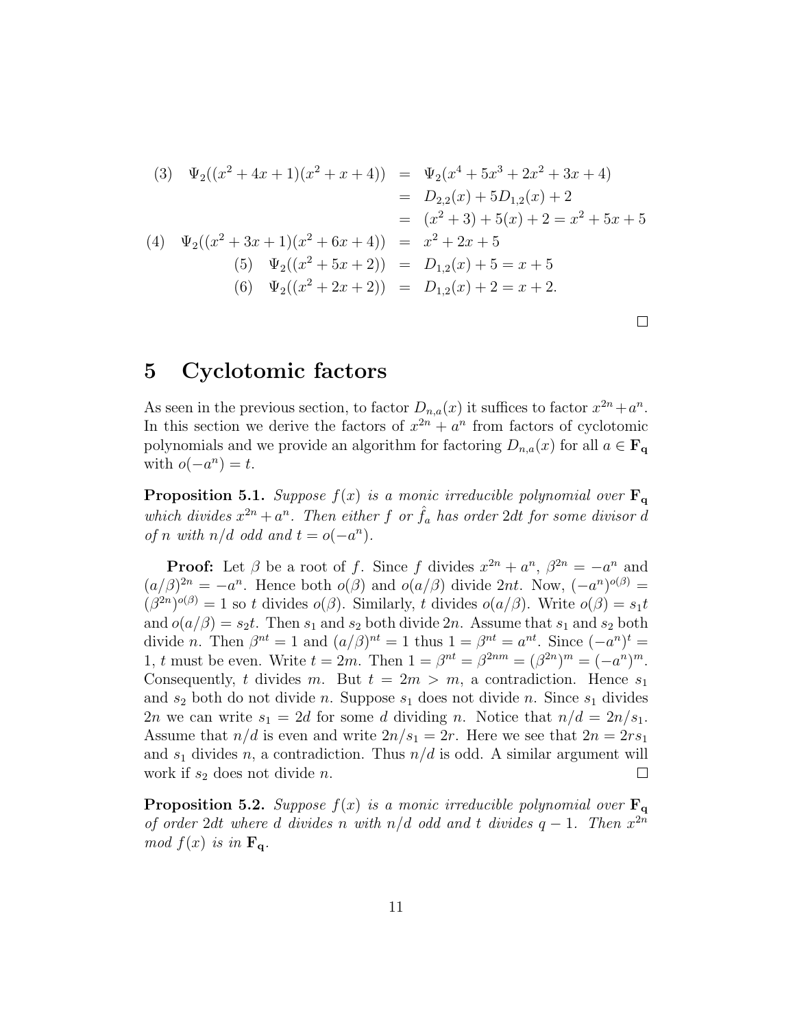$$
\begin{aligned}
(3)\quad \Psi_2((x^2+4x+1)(x^2+x+4)) &= \Psi_2(x^4+5x^3+2x^2+3x+4) \\
&= D_{2,2}(x)+5D_{1,2}(x)+2 \\
&= (x^2+3)+5(x)+2 = x^2+5x+5 \\
(4)\quad \Psi_2((x^2+3x+1)(x^2+6x+4)) &= x^2+2x+5 \\
(5)\quad \Psi_2((x^2+5x+2)) &= D_{1,2}(x)+5 = x+5 \\
(6)\quad \Psi_2((x^2+2x+2)) &= D_{1,2}(x)+2 = x+2.
\end{aligned}
$$

□

# 5 Cyclotomic factors

As seen in the previous section, to factor $D_{n,a}(x)$ it suffices to factor $x^{2n}+a^n$. In this section we derive the factors of $x^{2n}+a^n$ from factors of cyclotomic polynomials and we provide an algorithm for factoring $D_{n,a}(x)$ for all $a \in \mathbf{F_q}$ with $o(-a^n) = t$.

**Proposition 5.1.** *Suppose $f(x)$ is a monic irreducible polynomial over $\mathbf{F_q}$ which divides $x^{2n}+a^n$. Then either $f$ or $\hat{f}_a$ has order $2dt$ for some divisor $d$ of $n$ with $n/d$ odd and $t = o(-a^n)$.*

**Proof:** Let $\beta$ be a root of $f$. Since $f$ divides $x^{2n}+a^n$, $\beta^{2n} = -a^n$ and $(a/\beta)^{2n} = -a^n$. Hence both $o(\beta)$ and $o(a/\beta)$ divide $2nt$. Now, $(-a^n)^{o(\beta)} = (\beta^{2n})^{o(\beta)} = 1$ so $t$ divides $o(\beta)$. Similarly, $t$ divides $o(a/\beta)$. Write $o(\beta) = s_1 t$ and $o(a/\beta) = s_2 t$. Then $s_1$ and $s_2$ both divide $2n$. Assume that $s_1$ and $s_2$ both divide $n$. Then $\beta^{nt} = 1$ and $(a/\beta)^{nt} = 1$ thus $1 = \beta^{nt} = a^{nt}$. Since $(-a^n)^t = 1$, $t$ must be even. Write $t = 2m$. Then $1 = \beta^{nt} = \beta^{2nm} = (\beta^{2n})^m = (-a^n)^m$. Consequently, $t$ divides $m$. But $t = 2m > m$, a contradiction. Hence $s_1$ and $s_2$ both do not divide $n$. Suppose $s_1$ does not divide $n$. Since $s_1$ divides $2n$ we can write $s_1 = 2d$ for some $d$ dividing $n$. Notice that $n/d = 2n/s_1$. Assume that $n/d$ is even and write $2n/s_1 = 2r$. Here we see that $2n = 2rs_1$ and $s_1$ divides $n$, a contradiction. Thus $n/d$ is odd. A similar argument will work if $s_2$ does not divide $n$. □

**Proposition 5.2.** *Suppose $f(x)$ is a monic irreducible polynomial over $\mathbf{F_q}$ of order $2dt$ where $d$ divides $n$ with $n/d$ odd and $t$ divides $q-1$. Then $x^{2n}$ mod $f(x)$ is in $\mathbf{F_q}$.*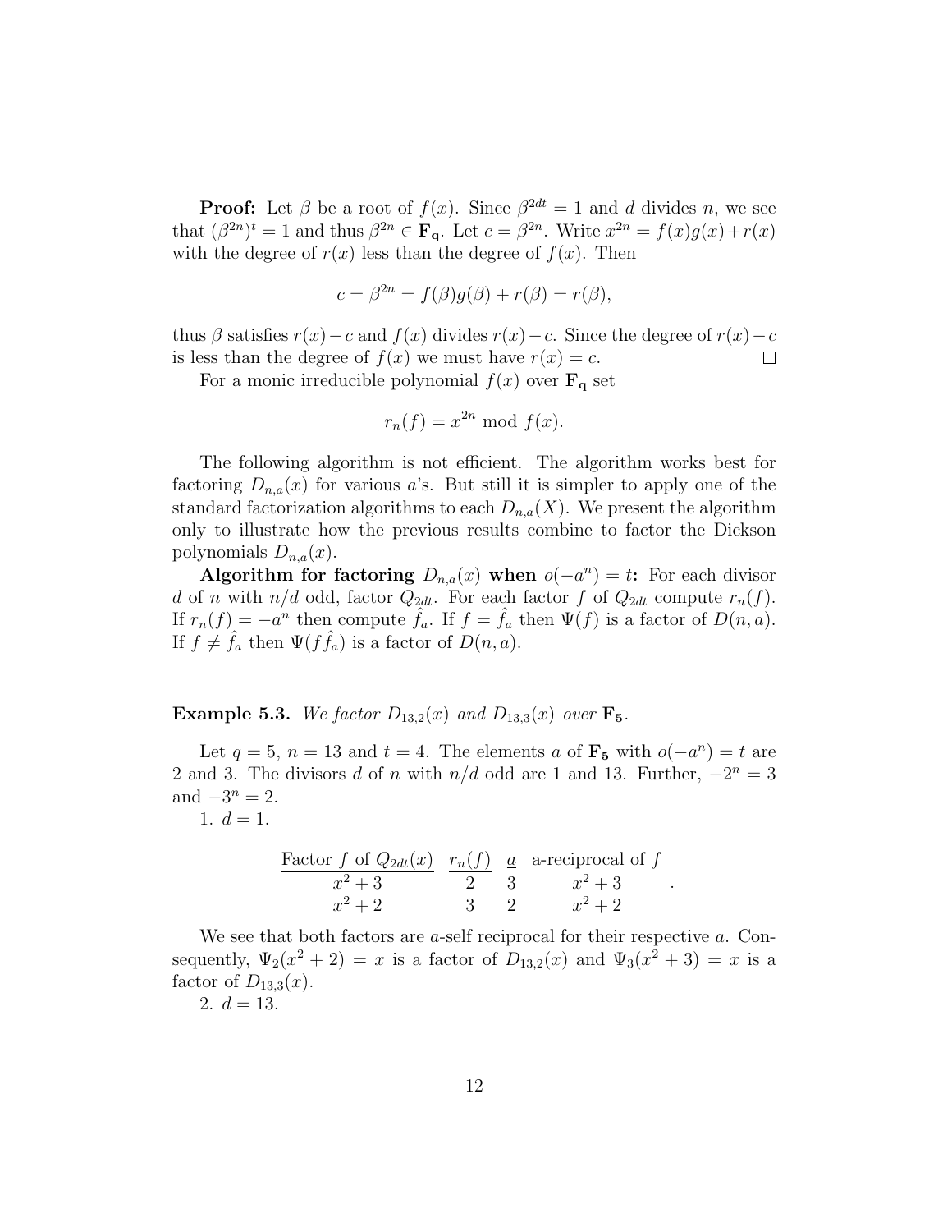**Proof:** Let $\beta$ be a root of $f(x)$. Since $\beta^{2dt} = 1$ and $d$ divides $n$, we see that $(\beta^{2n})^t = 1$ and thus $\beta^{2n} \in \mathbf{F_q}$. Let $c = \beta^{2n}$. Write $x^{2n} = f(x)g(x) + r(x)$ with the degree of $r(x)$ less than the degree of $f(x)$. Then

$$c = \beta^{2n} = f(\beta)g(\beta) + r(\beta) = r(\beta),$$

thus $\beta$ satisfies $r(x) - c$ and $f(x)$ divides $r(x) - c$. Since the degree of $r(x) - c$ is less than the degree of $f(x)$ we must have $r(x) = c$. □

For a monic irreducible polynomial $f(x)$ over $\mathbf{F_q}$ set

$$r_n(f) = x^{2n} \bmod f(x).$$

The following algorithm is not efficient. The algorithm works best for factoring $D_{n,a}(x)$ for various $a$'s. But still it is simpler to apply one of the standard factorization algorithms to each $D_{n,a}(X)$. We present the algorithm only to illustrate how the previous results combine to factor the Dickson polynomials $D_{n,a}(x)$.

**Algorithm for factoring $D_{n,a}(x)$ when $o(-a^n) = t$:** For each divisor $d$ of $n$ with $n/d$ odd, factor $Q_{2dt}$. For each factor $f$ of $Q_{2dt}$ compute $r_n(f)$. If $r_n(f) = -a^n$ then compute $\hat{f}_a$. If $f = \hat{f}_a$ then $\Psi(f)$ is a factor of $D(n, a)$. If $f \neq \hat{f}_a$ then $\Psi(f\hat{f}_a)$ is a factor of $D(n, a)$.

**Example 5.3.** *We factor $D_{13,2}(x)$ and $D_{13,3}(x)$ over $\mathbf{F_5}$.*

Let $q = 5$, $n = 13$ and $t = 4$. The elements $a$ of $\mathbf{F_5}$ with $o(-a^n) = t$ are 2 and 3. The divisors $d$ of $n$ with $n/d$ odd are 1 and 13. Further, $-2^n = 3$ and $-3^n = 2$.

1. $d = 1$.

| Factor $f$ of $Q_{2dt}(x)$ | $r_n(f)$ | $a$ | a-reciprocal of $f$ |
|---|---|---|---|
| $x^2 + 3$ | 2 | 3 | $x^2 + 3$ |
| $x^2 + 2$ | 3 | 2 | $x^2 + 2$ |

We see that both factors are $a$-self reciprocal for their respective $a$. Consequently, $\Psi_2(x^2 + 2) = x$ is a factor of $D_{13,2}(x)$ and $\Psi_3(x^2 + 3) = x$ is a factor of $D_{13,3}(x)$.

2. $d = 13$.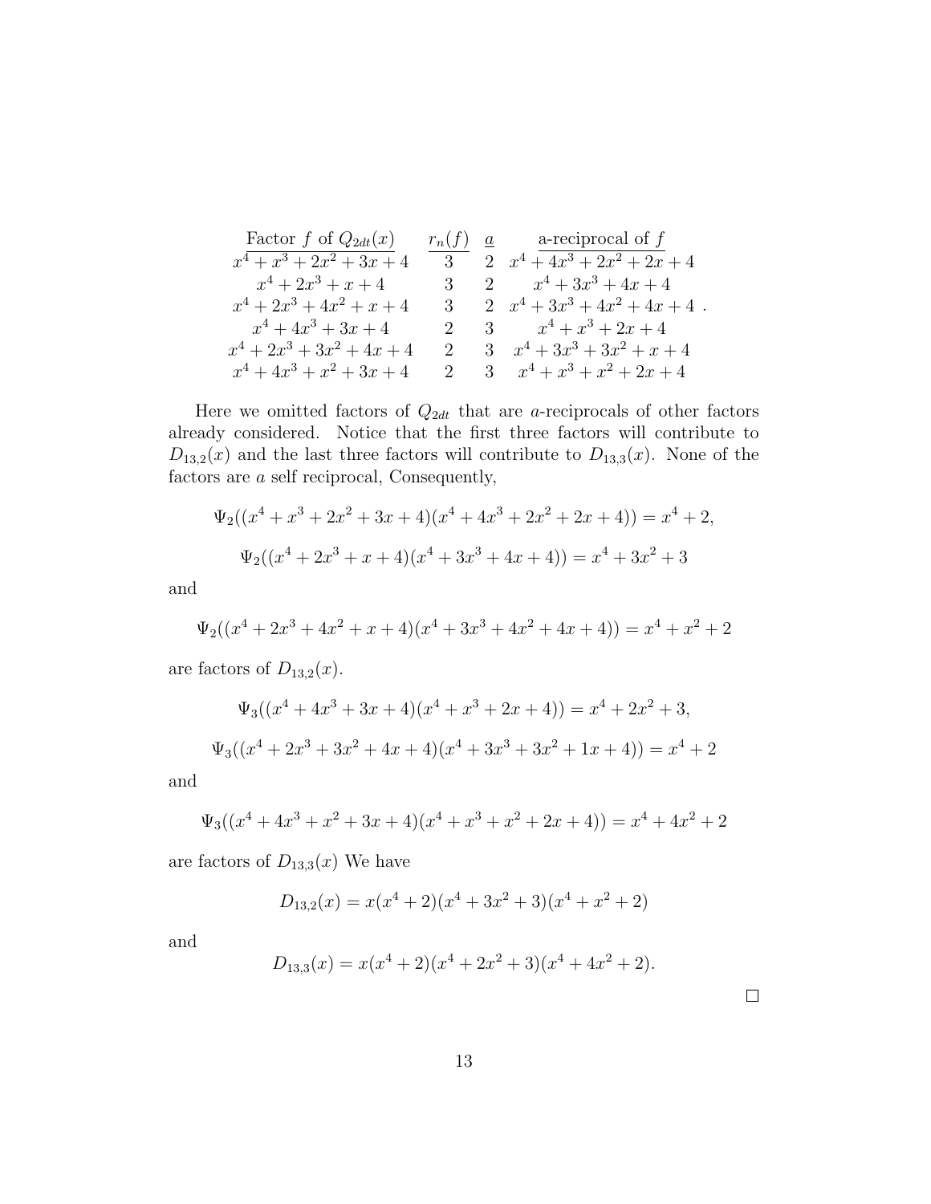| Factor $f$ of $Q_{2dt}(x)$ | $r_n(f)$ | $a$ | a-reciprocal of $f$ |
|---|---|---|---|
| $x^4+x^3+2x^2+3x+4$ | 3 | 2 | $x^4+4x^3+2x^2+2x+4$ |
| $x^4+2x^3+x+4$ | 3 | 2 | $x^4+3x^3+4x+4$ |
| $x^4+2x^3+4x^2+x+4$ | 3 | 2 | $x^4+3x^3+4x^2+4x+4$ |
| $x^4+4x^3+3x+4$ | 2 | 3 | $x^4+x^3+2x+4$ |
| $x^4+2x^3+3x^2+4x+4$ | 2 | 3 | $x^4+3x^3+3x^2+x+4$ |
| $x^4+4x^3+x^2+3x+4$ | 2 | 3 | $x^4+x^3+x^2+2x+4$ |

Here we omitted factors of $Q_{2dt}$ that are $a$-reciprocals of other factors already considered. Notice that the first three factors will contribute to $D_{13,2}(x)$ and the last three factors will contribute to $D_{13,3}(x)$. None of the factors are $a$ self reciprocal, Consequently,

$$\Psi_2((x^4+x^3+2x^2+3x+4)(x^4+4x^3+2x^2+2x+4)) = x^4+2,$$

$$\Psi_2((x^4+2x^3+x+4)(x^4+3x^3+4x+4)) = x^4+3x^2+3$$

and

$$\Psi_2((x^4+2x^3+4x^2+x+4)(x^4+3x^3+4x^2+4x+4)) = x^4+x^2+2$$

are factors of $D_{13,2}(x)$.

$$\Psi_3((x^4+4x^3+3x+4)(x^4+x^3+2x+4)) = x^4+2x^2+3,$$

$$\Psi_3((x^4+2x^3+3x^2+4x+4)(x^4+3x^3+3x^2+1x+4)) = x^4+2$$

and

$$\Psi_3((x^4+4x^3+x^2+3x+4)(x^4+x^3+x^2+2x+4)) = x^4+4x^2+2$$

are factors of $D_{13,3}(x)$ We have

$$D_{13,2}(x) = x(x^4+2)(x^4+3x^2+3)(x^4+x^2+2)$$

and

$$D_{13,3}(x) = x(x^4+2)(x^4+2x^2+3)(x^4+4x^2+2).$$

□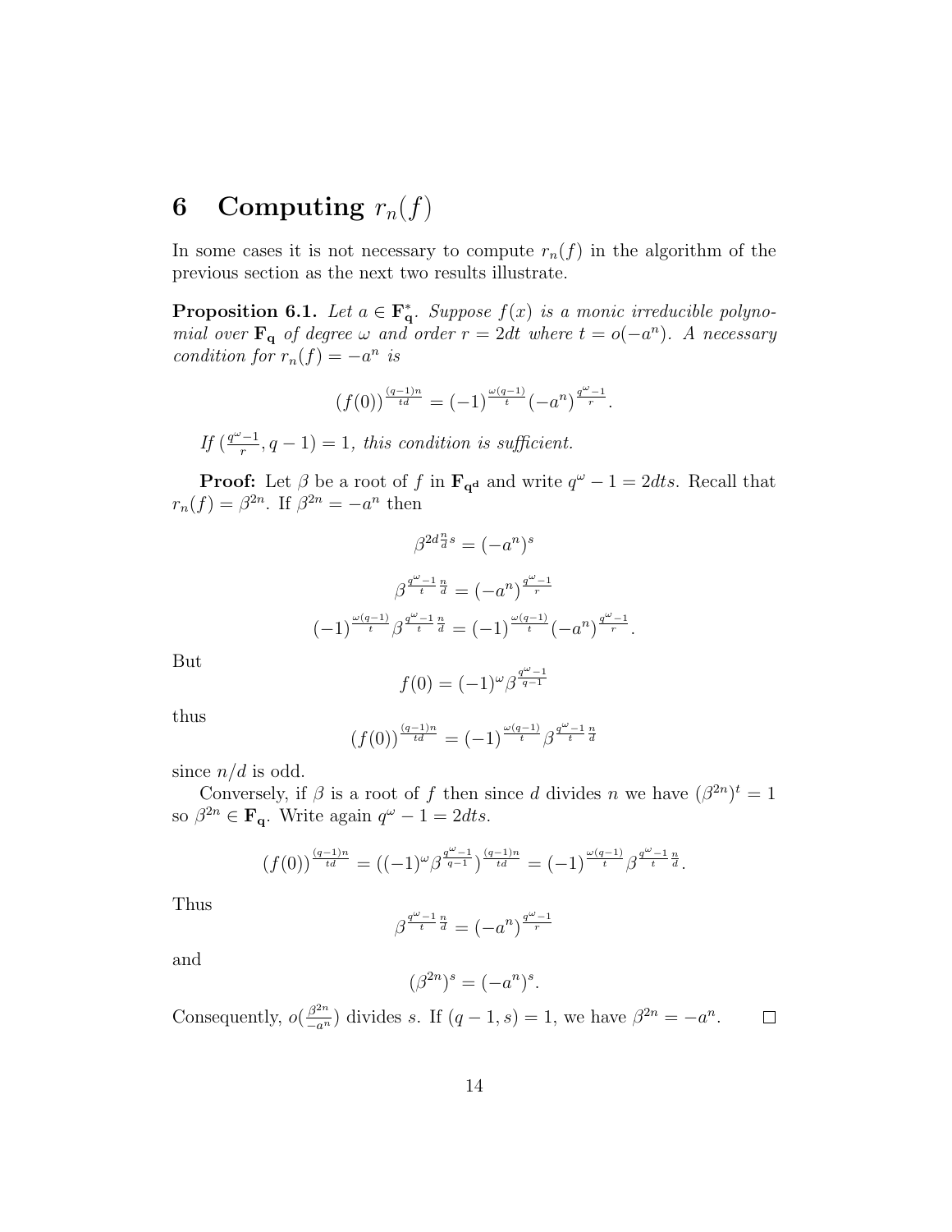## 6 Computing $r_n(f)$

In some cases it is not necessary to compute $r_n(f)$ in the algorithm of the previous section as the next two results illustrate.

**Proposition 6.1.** *Let $a \in \mathbf{F}_\mathbf{q}^*$. Suppose $f(x)$ is a monic irreducible polynomial over $\mathbf{F}_\mathbf{q}$ of degree $\omega$ and order $r = 2dt$ where $t = o(-a^n)$. A necessary condition for $r_n(f) = -a^n$ is*

$$(f(0))^{\frac{(q-1)n}{td}} = (-1)^{\frac{\omega(q-1)}{t}}(-a^n)^{\frac{q^\omega-1}{r}}.$$

*If $(\frac{q^\omega-1}{r}, q-1) = 1$, this condition is sufficient.*

**Proof:** Let $\beta$ be a root of $f$ in $\mathbf{F}_{\mathbf{q}^\mathbf{d}}$ and write $q^\omega - 1 = 2dts$. Recall that $r_n(f) = \beta^{2n}$. If $\beta^{2n} = -a^n$ then

$$\beta^{2d\frac{n}{d}s} = (-a^n)^s$$

$$\beta^{\frac{q^\omega-1}{t}\frac{n}{d}} = (-a^n)^{\frac{q^\omega-1}{r}}$$

$$(-1)^{\frac{\omega(q-1)}{t}}\beta^{\frac{q^\omega-1}{t}\frac{n}{d}} = (-1)^{\frac{\omega(q-1)}{t}}(-a^n)^{\frac{q^\omega-1}{r}}.$$

But

$$f(0) = (-1)^\omega \beta^{\frac{q^\omega-1}{q-1}}$$

thus

$$(f(0))^{\frac{(q-1)n}{td}} = (-1)^{\frac{\omega(q-1)}{t}}\beta^{\frac{q^\omega-1}{t}\frac{n}{d}}$$

since $n/d$ is odd.

Conversely, if $\beta$ is a root of $f$ then since $d$ divides $n$ we have $(\beta^{2n})^t = 1$ so $\beta^{2n} \in \mathbf{F}_\mathbf{q}$. Write again $q^\omega - 1 = 2dts$.

$$(f(0))^{\frac{(q-1)n}{td}} = ((-1)^\omega \beta^{\frac{q^\omega-1}{q-1}})^{\frac{(q-1)n}{td}} = (-1)^{\frac{\omega(q-1)}{t}}\beta^{\frac{q^\omega-1}{t}\frac{n}{d}}.$$

Thus

$$\beta^{\frac{q^\omega-1}{t}\frac{n}{d}} = (-a^n)^{\frac{q^\omega-1}{r}}$$

and

$$(\beta^{2n})^s = (-a^n)^s.$$

Consequently, $o(\frac{\beta^{2n}}{-a^n})$ divides $s$. If $(q-1, s) = 1$, we have $\beta^{2n} = -a^n$. $\square$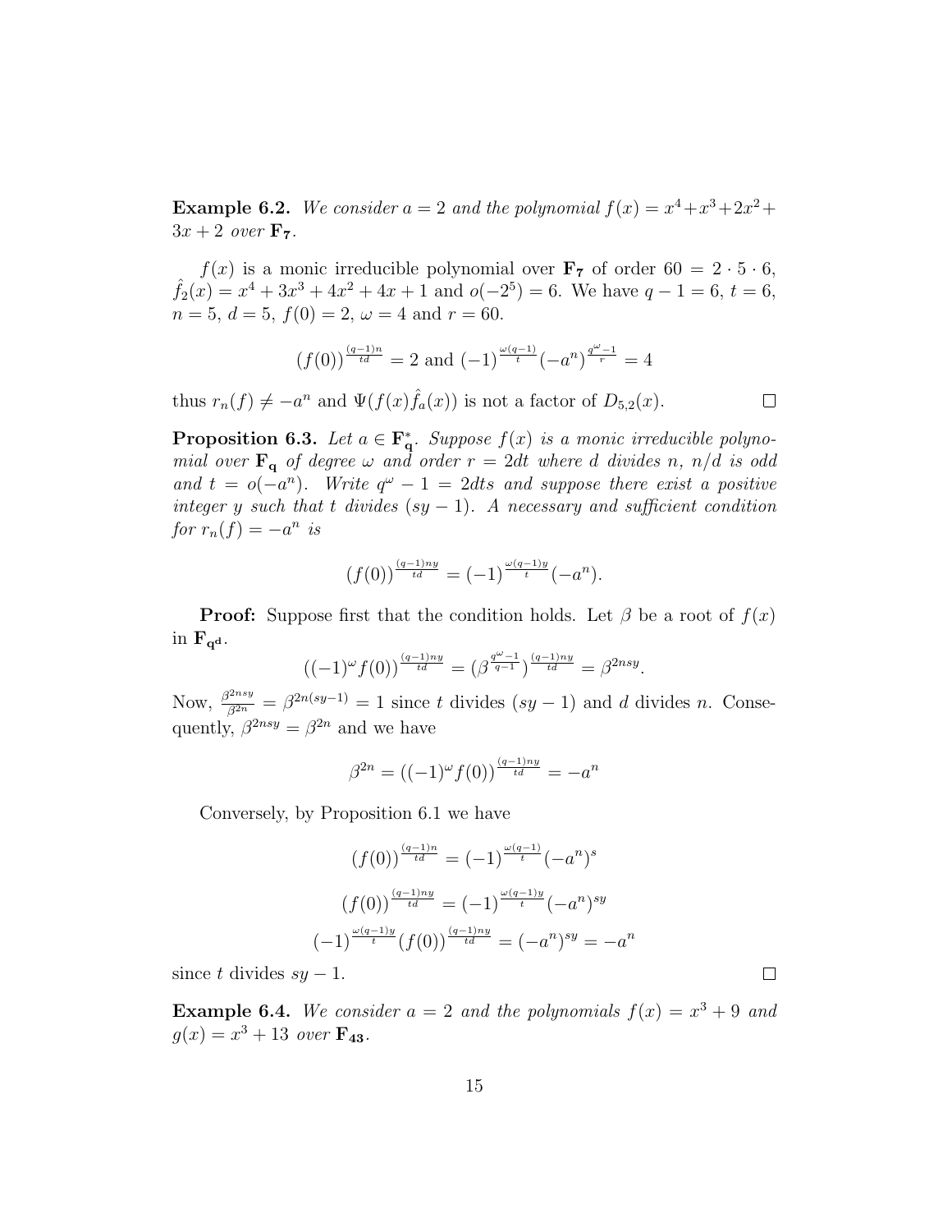**Example 6.2.** *We consider $a = 2$ and the polynomial $f(x) = x^4 + x^3 + 2x^2 + 3x + 2$ over $\mathbf{F_7}$.*

$f(x)$ is a monic irreducible polynomial over $\mathbf{F_7}$ of order $60 = 2 \cdot 5 \cdot 6$, $\hat{f}_2(x) = x^4 + 3x^3 + 4x^2 + 4x + 1$ and $o(-2^5) = 6$. We have $q - 1 = 6$, $t = 6$, $n = 5$, $d = 5$, $f(0) = 2$, $\omega = 4$ and $r = 60$.

$$(f(0))^{\frac{(q-1)n}{td}} = 2 \text{ and } (-1)^{\frac{\omega(q-1)}{t}}(-a^n)^{\frac{q^\omega - 1}{r}} = 4$$

thus $r_n(f) \neq -a^n$ and $\Psi(f(x)\hat{f}_a(x))$ is not a factor of $D_{5,2}(x)$. $\square$

**Proposition 6.3.** *Let $a \in \mathbf{F_q^*}$. Suppose $f(x)$ is a monic irreducible polynomial over $\mathbf{F_q}$ of degree $\omega$ and order $r = 2dt$ where $d$ divides $n$, $n/d$ is odd and $t = o(-a^n)$. Write $q^\omega - 1 = 2dts$ and suppose there exist a positive integer $y$ such that $t$ divides $(sy - 1)$. A necessary and sufficient condition for $r_n(f) = -a^n$ is*

$$(f(0))^{\frac{(q-1)ny}{td}} = (-1)^{\frac{\omega(q-1)y}{t}}(-a^n).$$

**Proof:** Suppose first that the condition holds. Let $\beta$ be a root of $f(x)$ in $\mathbf{F_{q^d}}$.

$$((-1)^\omega f(0))^{\frac{(q-1)ny}{td}} = (\beta^{\frac{q^\omega - 1}{q-1}})^{\frac{(q-1)ny}{td}} = \beta^{2nsy}.$$

Now, $\frac{\beta^{2nsy}}{\beta^{2n}} = \beta^{2n(sy-1)} = 1$ since $t$ divides $(sy - 1)$ and $d$ divides $n$. Consequently, $\beta^{2nsy} = \beta^{2n}$ and we have

$$\beta^{2n} = ((-1)^\omega f(0))^{\frac{(q-1)ny}{td}} = -a^n$$

Conversely, by Proposition 6.1 we have

$$(f(0))^{\frac{(q-1)n}{td}} = (-1)^{\frac{\omega(q-1)}{t}}(-a^n)^s$$

$$(f(0))^{\frac{(q-1)ny}{td}} = (-1)^{\frac{\omega(q-1)y}{t}}(-a^n)^{sy}$$

$$(-1)^{\frac{\omega(q-1)y}{t}}(f(0))^{\frac{(q-1)ny}{td}} = (-a^n)^{sy} = -a^n$$

since $t$ divides $sy - 1$. $\square$

**Example 6.4.** *We consider $a = 2$ and the polynomials $f(x) = x^3 + 9$ and $g(x) = x^3 + 13$ over $\mathbf{F_{43}}$.*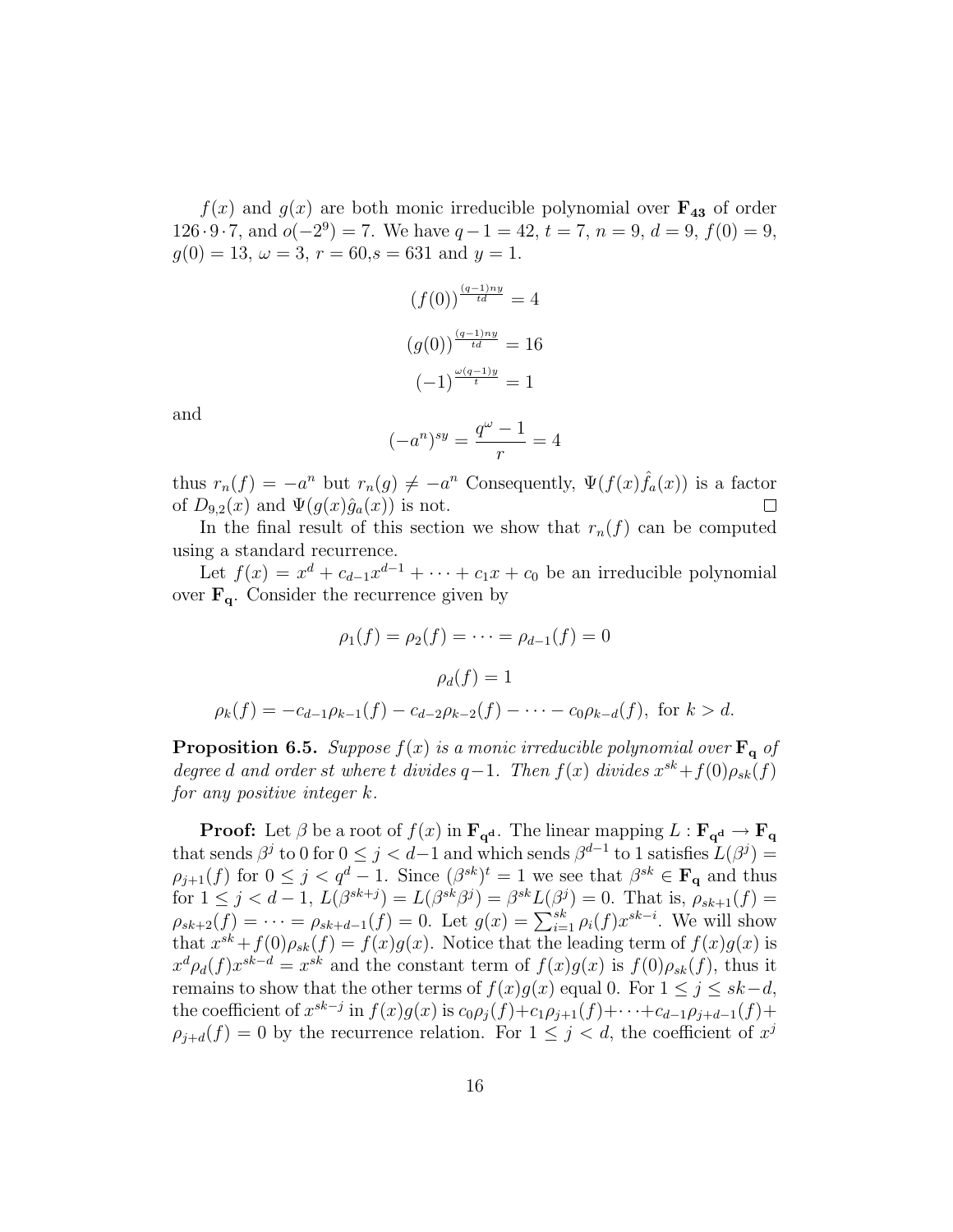$f(x)$ and $g(x)$ are both monic irreducible polynomial over $\mathbf{F_{43}}$ of order $126 \cdot 9 \cdot 7$, and $o(-2^9) = 7$. We have $q-1 = 42$, $t = 7$, $n = 9$, $d = 9$, $f(0) = 9$, $g(0) = 13$, $\omega = 3$, $r = 60$,$s = 631$ and $y = 1$.

$$(f(0))^{\frac{(q-1)ny}{td}} = 4$$

$$(g(0))^{\frac{(q-1)ny}{td}} = 16$$

$$(-1)^{\frac{\omega(q-1)y}{t}} = 1$$

and

$$(-a^n)^{sy} = \frac{q^\omega - 1}{r} = 4$$

thus $r_n(f) = -a^n$ but $r_n(g) \neq -a^n$ Consequently, $\Psi(f(x)\hat{f}_a(x))$ is a factor of $D_{9,2}(x)$ and $\Psi(g(x)\hat{g}_a(x))$ is not. $\square$

In the final result of this section we show that $r_n(f)$ can be computed using a standard recurrence.

Let $f(x) = x^d + c_{d-1}x^{d-1} + \cdots + c_1 x + c_0$ be an irreducible polynomial over $\mathbf{F_q}$. Consider the recurrence given by

$$\rho_1(f) = \rho_2(f) = \cdots = \rho_{d-1}(f) = 0$$

$$\rho_d(f) = 1$$

$$\rho_k(f) = -c_{d-1}\rho_{k-1}(f) - c_{d-2}\rho_{k-2}(f) - \cdots - c_0\rho_{k-d}(f), \text{ for } k > d.$$

**Proposition 6.5.** *Suppose $f(x)$ is a monic irreducible polynomial over $\mathbf{F_q}$ of degree $d$ and order $st$ where $t$ divides $q-1$. Then $f(x)$ divides $x^{sk} + f(0)\rho_{sk}(f)$ for any positive integer $k$.*

**Proof:** Let $\beta$ be a root of $f(x)$ in $\mathbf{F_{q^d}}$. The linear mapping $L : \mathbf{F_{q^d}} \to \mathbf{F_q}$ that sends $\beta^j$ to 0 for $0 \leq j < d-1$ and which sends $\beta^{d-1}$ to 1 satisfies $L(\beta^j) = \rho_{j+1}(f)$ for $0 \leq j < q^d - 1$. Since $(\beta^{sk})^t = 1$ we see that $\beta^{sk} \in \mathbf{F_q}$ and thus for $1 \leq j < d-1$, $L(\beta^{sk+j}) = L(\beta^{sk}\beta^j) = \beta^{sk}L(\beta^j) = 0$. That is, $\rho_{sk+1}(f) = \rho_{sk+2}(f) = \cdots = \rho_{sk+d-1}(f) = 0$. Let $g(x) = \sum_{i=1}^{sk} \rho_i(f)x^{sk-i}$. We will show that $x^{sk} + f(0)\rho_{sk}(f) = f(x)g(x)$. Notice that the leading term of $f(x)g(x)$ is $x^d \rho_d(f) x^{sk-d} = x^{sk}$ and the constant term of $f(x)g(x)$ is $f(0)\rho_{sk}(f)$, thus it remains to show that the other terms of $f(x)g(x)$ equal 0. For $1 \leq j \leq sk-d$, the coefficient of $x^{sk-j}$ in $f(x)g(x)$ is $c_0\rho_j(f) + c_1\rho_{j+1}(f) + \cdots + c_{d-1}\rho_{j+d-1}(f) + \rho_{j+d}(f) = 0$ by the recurrence relation. For $1 \leq j < d$, the coefficient of $x^j$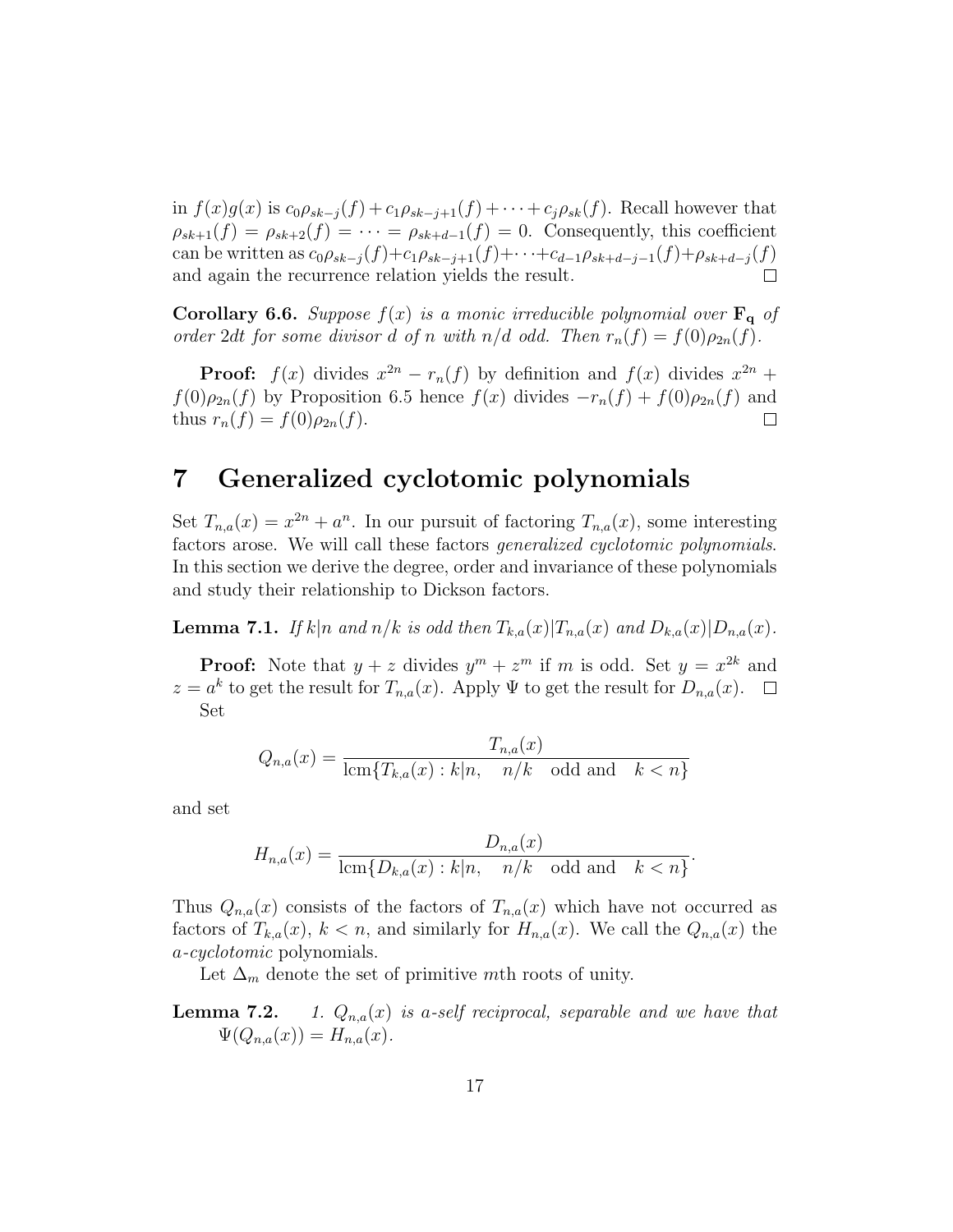in $f(x)g(x)$ is $c_0\rho_{sk-j}(f) + c_1\rho_{sk-j+1}(f) + \cdots + c_j\rho_{sk}(f)$. Recall however that $\rho_{sk+1}(f) = \rho_{sk+2}(f) = \cdots = \rho_{sk+d-1}(f) = 0$. Consequently, this coefficient can be written as $c_0\rho_{sk-j}(f)+c_1\rho_{sk-j+1}(f)+\cdots+c_{d-1}\rho_{sk+d-j-1}(f)+\rho_{sk+d-j}(f)$ and again the recurrence relation yields the result. □

**Corollary 6.6.** *Suppose $f(x)$ is a monic irreducible polynomial over $\mathbf{F_q}$ of order $2dt$ for some divisor $d$ of $n$ with $n/d$ odd. Then $r_n(f) = f(0)\rho_{2n}(f)$.*

**Proof:** $f(x)$ divides $x^{2n} - r_n(f)$ by definition and $f(x)$ divides $x^{2n} + f(0)\rho_{2n}(f)$ by Proposition 6.5 hence $f(x)$ divides $-r_n(f) + f(0)\rho_{2n}(f)$ and thus $r_n(f) = f(0)\rho_{2n}(f)$. □

# 7 Generalized cyclotomic polynomials

Set $T_{n,a}(x) = x^{2n} + a^n$. In our pursuit of factoring $T_{n,a}(x)$, some interesting factors arose. We will call these factors *generalized cyclotomic polynomials*. In this section we derive the degree, order and invariance of these polynomials and study their relationship to Dickson factors.

**Lemma 7.1.** *If $k|n$ and $n/k$ is odd then $T_{k,a}(x)|T_{n,a}(x)$ and $D_{k,a}(x)|D_{n,a}(x)$.*

**Proof:** Note that $y + z$ divides $y^m + z^m$ if $m$ is odd. Set $y = x^{2k}$ and $z = a^k$ to get the result for $T_{n,a}(x)$. Apply $\Psi$ to get the result for $D_{n,a}(x)$. □

Set

$$Q_{n,a}(x) = \frac{T_{n,a}(x)}{\mathrm{lcm}\{T_{k,a}(x) : k|n, \quad n/k \quad \text{odd and} \quad k < n\}}$$

and set

$$H_{n,a}(x) = \frac{D_{n,a}(x)}{\mathrm{lcm}\{D_{k,a}(x) : k|n, \quad n/k \quad \text{odd and} \quad k < n\}}.$$

Thus $Q_{n,a}(x)$ consists of the factors of $T_{n,a}(x)$ which have not occurred as factors of $T_{k,a}(x)$, $k < n$, and similarly for $H_{n,a}(x)$. We call the $Q_{n,a}(x)$ the *a-cyclotomic* polynomials.

Let $\Delta_m$ denote the set of primitive $m$th roots of unity.

**Lemma 7.2.** *1. $Q_{n,a}(x)$ is a-self reciprocal, separable and we have that $\Psi(Q_{n,a}(x)) = H_{n,a}(x)$.*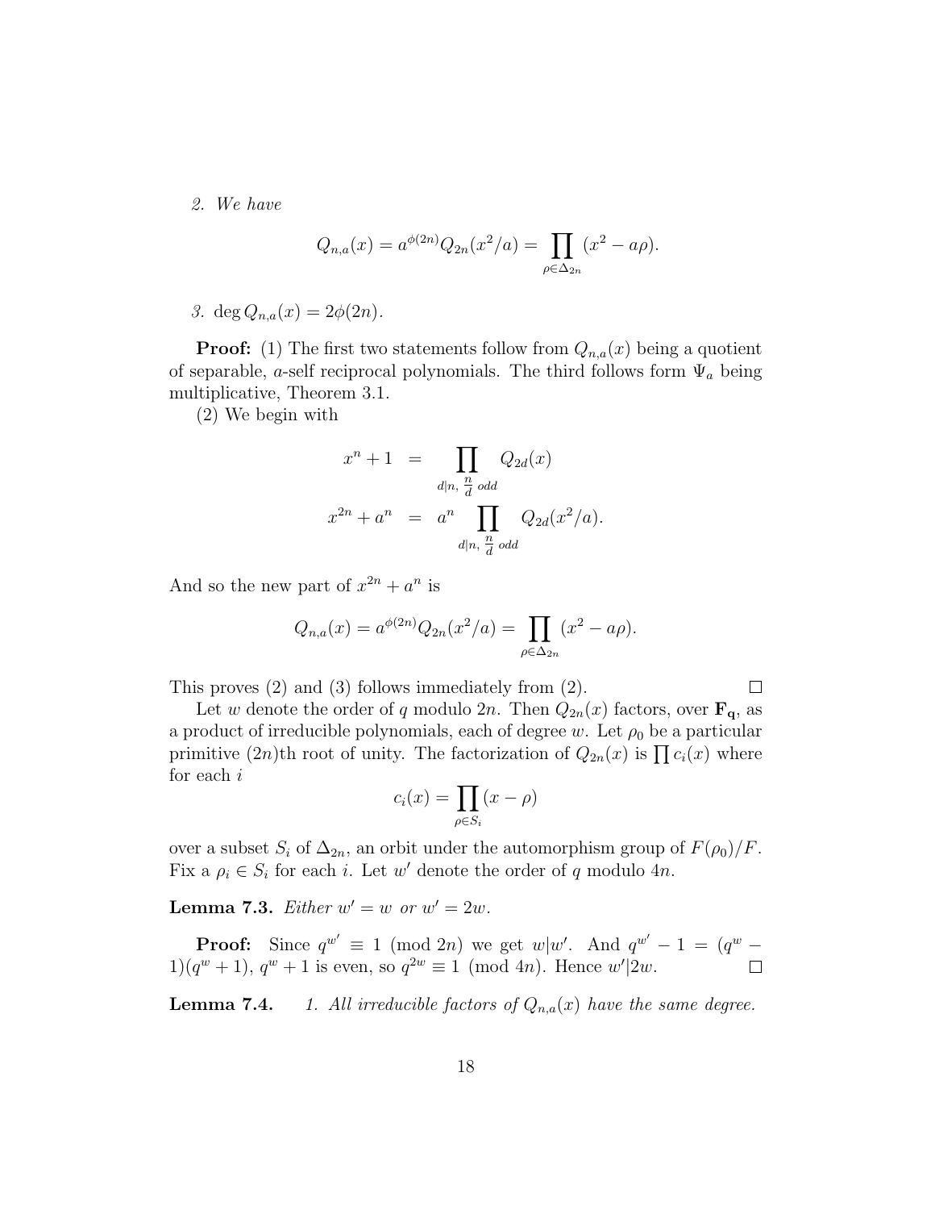2. *We have*

$$Q_{n,a}(x) = a^{\phi(2n)} Q_{2n}(x^2/a) = \prod_{\rho \in \Delta_{2n}} (x^2 - a\rho).$$

3. $\deg Q_{n,a}(x) = 2\phi(2n)$.

**Proof:** (1) The first two statements follow from $Q_{n,a}(x)$ being a quotient of separable, $a$-self reciprocal polynomials. The third follows form $\Psi_a$ being multiplicative, Theorem 3.1.

(2) We begin with

$$\begin{aligned} x^n + 1 &= \prod_{d|n,\ \frac{n}{d}\ odd} Q_{2d}(x) \\ x^{2n} + a^n &= a^n \prod_{d|n,\ \frac{n}{d}\ odd} Q_{2d}(x^2/a). \end{aligned}$$

And so the new part of $x^{2n} + a^n$ is

$$Q_{n,a}(x) = a^{\phi(2n)} Q_{2n}(x^2/a) = \prod_{\rho \in \Delta_{2n}} (x^2 - a\rho).$$

This proves (2) and (3) follows immediately from (2). $\square$

Let $w$ denote the order of $q$ modulo $2n$. Then $Q_{2n}(x)$ factors, over $\mathbf{F_q}$, as a product of irreducible polynomials, each of degree $w$. Let $\rho_0$ be a particular primitive $(2n)$th root of unity. The factorization of $Q_{2n}(x)$ is $\prod c_i(x)$ where for each $i$

$$c_i(x) = \prod_{\rho \in S_i} (x - \rho)$$

over a subset $S_i$ of $\Delta_{2n}$, an orbit under the automorphism group of $F(\rho_0)/F$. Fix a $\rho_i \in S_i$ for each $i$. Let $w'$ denote the order of $q$ modulo $4n$.

**Lemma 7.3.** *Either $w' = w$ or $w' = 2w$.*

**Proof:** Since $q^{w'} \equiv 1 \pmod{2n}$ we get $w|w'$. And $q^{w'} - 1 = (q^w - 1)(q^w + 1)$, $q^w + 1$ is even, so $q^{2w} \equiv 1 \pmod{4n}$. Hence $w'|2w$. $\square$

**Lemma 7.4.** 1. *All irreducible factors of $Q_{n,a}(x)$ have the same degree.*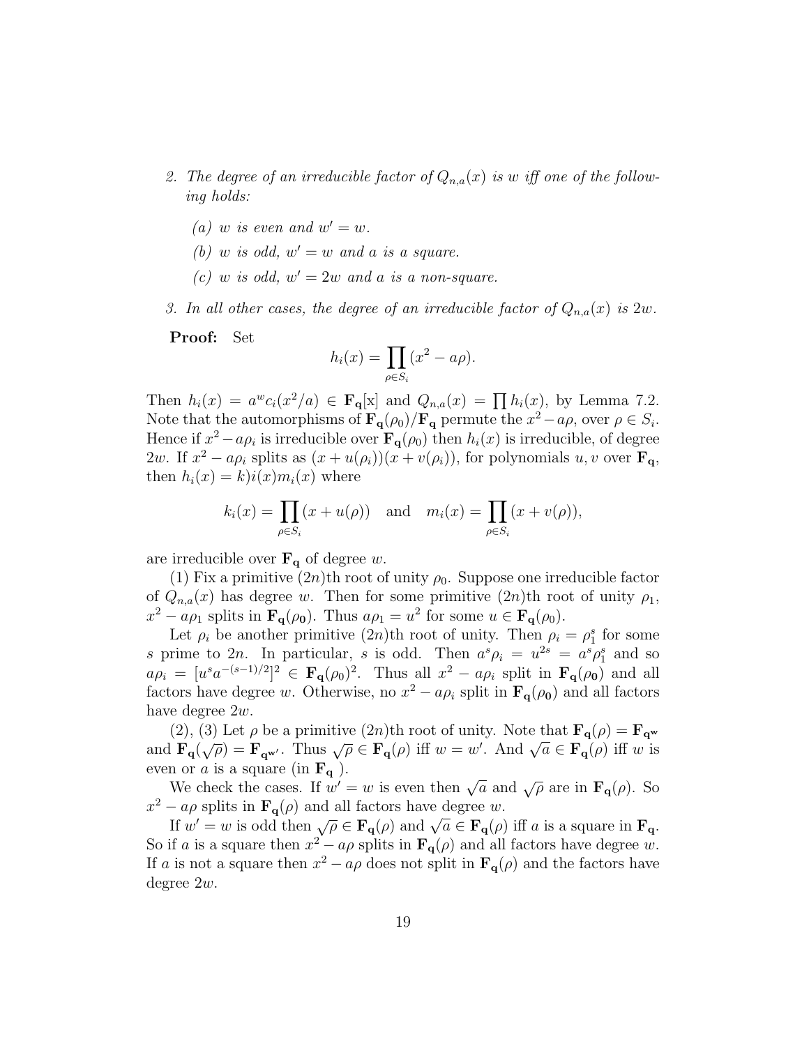2. *The degree of an irreducible factor of $Q_{n,a}(x)$ is $w$ iff one of the following holds:*

   *(a) $w$ is even and $w' = w$.*

   *(b) $w$ is odd, $w' = w$ and $a$ is a square.*

   *(c) $w$ is odd, $w' = 2w$ and $a$ is a non-square.*

3. *In all other cases, the degree of an irreducible factor of $Q_{n,a}(x)$ is $2w$.*

**Proof:** Set

$$h_i(x) = \prod_{\rho \in S_i} (x^2 - a\rho).$$

Then $h_i(x) = a^w c_i(x^2/a) \in \mathbf{F_q}[\mathrm{x}]$ and $Q_{n,a}(x) = \prod h_i(x)$, by Lemma 7.2. Note that the automorphisms of $\mathbf{F_q}(\rho_0)/\mathbf{F_q}$ permute the $x^2 - a\rho$, over $\rho \in S_i$. Hence if $x^2 - a\rho_i$ is irreducible over $\mathbf{F_q}(\rho_0)$ then $h_i(x)$ is irreducible, of degree $2w$. If $x^2 - a\rho_i$ splits as $(x + u(\rho_i))(x + v(\rho_i))$, for polynomials $u, v$ over $\mathbf{F_q}$, then $h_i(x) = k)i(x)m_i(x)$ where

$$k_i(x) = \prod_{\rho \in S_i} (x + u(\rho)) \quad \text{and} \quad m_i(x) = \prod_{\rho \in S_i} (x + v(\rho)),$$

are irreducible over $\mathbf{F_q}$ of degree $w$.

(1) Fix a primitive $(2n)$th root of unity $\rho_0$. Suppose one irreducible factor of $Q_{n,a}(x)$ has degree $w$. Then for some primitive $(2n)$th root of unity $\rho_1$, $x^2 - a\rho_1$ splits in $\mathbf{F_q}(\rho_\mathbf{0})$. Thus $a\rho_1 = u^2$ for some $u \in \mathbf{F_q}(\rho_0)$.

Let $\rho_i$ be another primitive $(2n)$th root of unity. Then $\rho_i = \rho_1^s$ for some $s$ prime to $2n$. In particular, $s$ is odd. Then $a^s\rho_i = u^{2s} = a^s\rho_1^s$ and so $a\rho_i = [u^s a^{-(s-1)/2}]^2 \in \mathbf{F_q}(\rho_0)^2$. Thus all $x^2 - a\rho_i$ split in $\mathbf{F_q}(\rho_\mathbf{0})$ and all factors have degree $w$. Otherwise, no $x^2 - a\rho_i$ split in $\mathbf{F_q}(\rho_\mathbf{0})$ and all factors have degree $2w$.

(2), (3) Let $\rho$ be a primitive $(2n)$th root of unity. Note that $\mathbf{F_q}(\rho) = \mathbf{F_{q^w}}$ and $\mathbf{F_q}(\sqrt{\rho}) = \mathbf{F_{q^{w'}}}$. Thus $\sqrt{\rho} \in \mathbf{F_q}(\rho)$ iff $w = w'$. And $\sqrt{a} \in \mathbf{F_q}(\rho)$ iff $w$ is even or $a$ is a square (in $\mathbf{F_q}$ ).

We check the cases. If $w' = w$ is even then $\sqrt{a}$ and $\sqrt{\rho}$ are in $\mathbf{F_q}(\rho)$. So $x^2 - a\rho$ splits in $\mathbf{F_q}(\rho)$ and all factors have degree $w$.

If $w' = w$ is odd then $\sqrt{\rho} \in \mathbf{F_q}(\rho)$ and $\sqrt{a} \in \mathbf{F_q}(\rho)$ iff $a$ is a square in $\mathbf{F_q}$. So if $a$ is a square then $x^2 - a\rho$ splits in $\mathbf{F_q}(\rho)$ and all factors have degree $w$. If $a$ is not a square then $x^2 - a\rho$ does not split in $\mathbf{F_q}(\rho)$ and the factors have degree $2w$.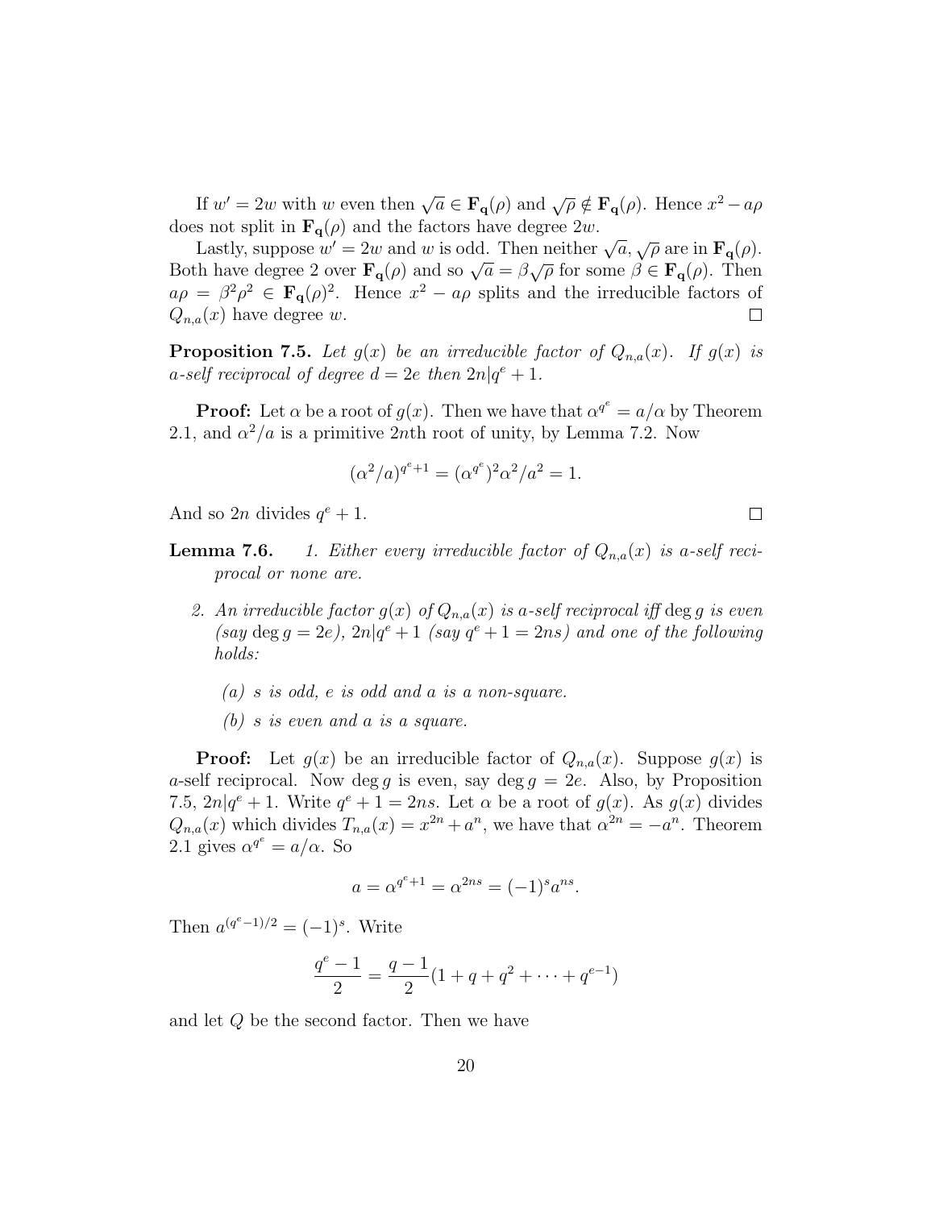If $w' = 2w$ with $w$ even then $\sqrt{a} \in \mathbf{F_q}(\rho)$ and $\sqrt{\rho} \notin \mathbf{F_q}(\rho)$. Hence $x^2 - a\rho$ does not split in $\mathbf{F_q}(\rho)$ and the factors have degree $2w$.

Lastly, suppose $w' = 2w$ and $w$ is odd. Then neither $\sqrt{a}, \sqrt{\rho}$ are in $\mathbf{F_q}(\rho)$. Both have degree 2 over $\mathbf{F_q}(\rho)$ and so $\sqrt{a} = \beta\sqrt{\rho}$ for some $\beta \in \mathbf{F_q}(\rho)$. Then $a\rho = \beta^2\rho^2 \in \mathbf{F_q}(\rho)^2$. Hence $x^2 - a\rho$ splits and the irreducible factors of $Q_{n,a}(x)$ have degree $w$. $\square$

**Proposition 7.5.** *Let $g(x)$ be an irreducible factor of $Q_{n,a}(x)$. If $g(x)$ is $a$-self reciprocal of degree $d = 2e$ then $2n | q^e + 1$.*

**Proof:** Let $\alpha$ be a root of $g(x)$. Then we have that $\alpha^{q^e} = a/\alpha$ by Theorem 2.1, and $\alpha^2/a$ is a primitive $2n$th root of unity, by Lemma 7.2. Now

$$(\alpha^2/a)^{q^e+1} = (\alpha^{q^e})^2\alpha^2/a^2 = 1.$$

And so $2n$ divides $q^e + 1$. $\square$

**Lemma 7.6.**

1. *Either every irreducible factor of $Q_{n,a}(x)$ is $a$-self reciprocal or none are.*
2. *An irreducible factor $g(x)$ of $Q_{n,a}(x)$ is $a$-self reciprocal iff $\deg g$ is even (say $\deg g = 2e$), $2n | q^e + 1$ (say $q^e + 1 = 2ns$) and one of the following holds:*
   - *(a) $s$ is odd, $e$ is odd and $a$ is a non-square.*
   - *(b) $s$ is even and $a$ is a square.*

**Proof:** Let $g(x)$ be an irreducible factor of $Q_{n,a}(x)$. Suppose $g(x)$ is $a$-self reciprocal. Now $\deg g$ is even, say $\deg g = 2e$. Also, by Proposition 7.5, $2n | q^e + 1$. Write $q^e + 1 = 2ns$. Let $\alpha$ be a root of $g(x)$. As $g(x)$ divides $Q_{n,a}(x)$ which divides $T_{n,a}(x) = x^{2n} + a^n$, we have that $\alpha^{2n} = -a^n$. Theorem 2.1 gives $\alpha^{q^e} = a/\alpha$. So

$$a = \alpha^{q^e+1} = \alpha^{2ns} = (-1)^s a^{ns}.$$

Then $a^{(q^e-1)/2} = (-1)^s$. Write

$$\frac{q^e - 1}{2} = \frac{q-1}{2}(1 + q + q^2 + \cdots + q^{e-1})$$

and let $Q$ be the second factor. Then we have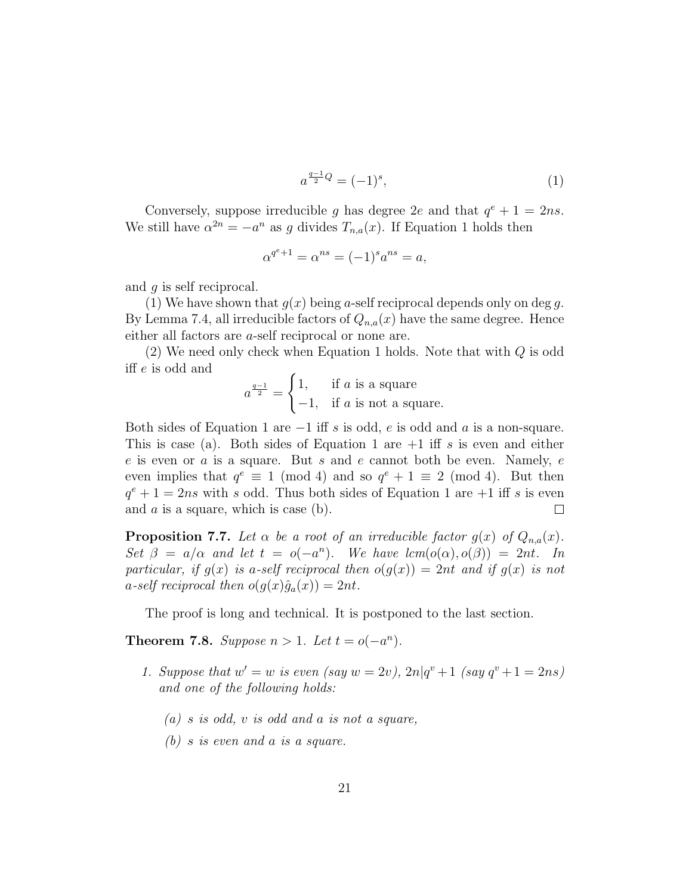$$a^{\frac{q-1}{2}Q} = (-1)^s, \tag{1}$$

Conversely, suppose irreducible $g$ has degree $2e$ and that $q^e + 1 = 2ns$. We still have $\alpha^{2n} = -a^n$ as $g$ divides $T_{n,a}(x)$. If Equation 1 holds then

$$\alpha^{q^e+1} = \alpha^{ns} = (-1)^s a^{ns} = a,$$

and $g$ is self reciprocal.

(1) We have shown that $g(x)$ being $a$-self reciprocal depends only on $\deg g$. By Lemma 7.4, all irreducible factors of $Q_{n,a}(x)$ have the same degree. Hence either all factors are $a$-self reciprocal or none are.

(2) We need only check when Equation 1 holds. Note that with $Q$ is odd iff $e$ is odd and

$$a^{\frac{q-1}{2}} = \begin{cases} 1, & \text{if } a \text{ is a square} \\ -1, & \text{if } a \text{ is not a square.} \end{cases}$$

Both sides of Equation 1 are $-1$ iff $s$ is odd, $e$ is odd and $a$ is a non-square. This is case (a). Both sides of Equation 1 are $+1$ iff $s$ is even and either $e$ is even or $a$ is a square. But $s$ and $e$ cannot both be even. Namely, $e$ even implies that $q^e \equiv 1 \pmod 4$ and so $q^e + 1 \equiv 2 \pmod 4$. But then $q^e + 1 = 2ns$ with $s$ odd. Thus both sides of Equation 1 are $+1$ iff $s$ is even and $a$ is a square, which is case (b). ∎

**Proposition 7.7.** *Let $\alpha$ be a root of an irreducible factor $g(x)$ of $Q_{n,a}(x)$. Set $\beta = a/\alpha$ and let $t = o(-a^n)$. We have $lcm(o(\alpha), o(\beta)) = 2nt$. In particular, if $g(x)$ is $a$-self reciprocal then $o(g(x)) = 2nt$ and if $g(x)$ is not $a$-self reciprocal then $o(g(x)\hat{g}_a(x)) = 2nt$.*

The proof is long and technical. It is postponed to the last section.

**Theorem 7.8.** *Suppose $n > 1$. Let $t = o(-a^n)$.*

1. *Suppose that $w' = w$ is even (say $w = 2v$), $2n | q^v + 1$ (say $q^v + 1 = 2ns$) and one of the following holds:*

   *(a) $s$ is odd, $v$ is odd and $a$ is not a square,*

   *(b) $s$ is even and $a$ is a square.*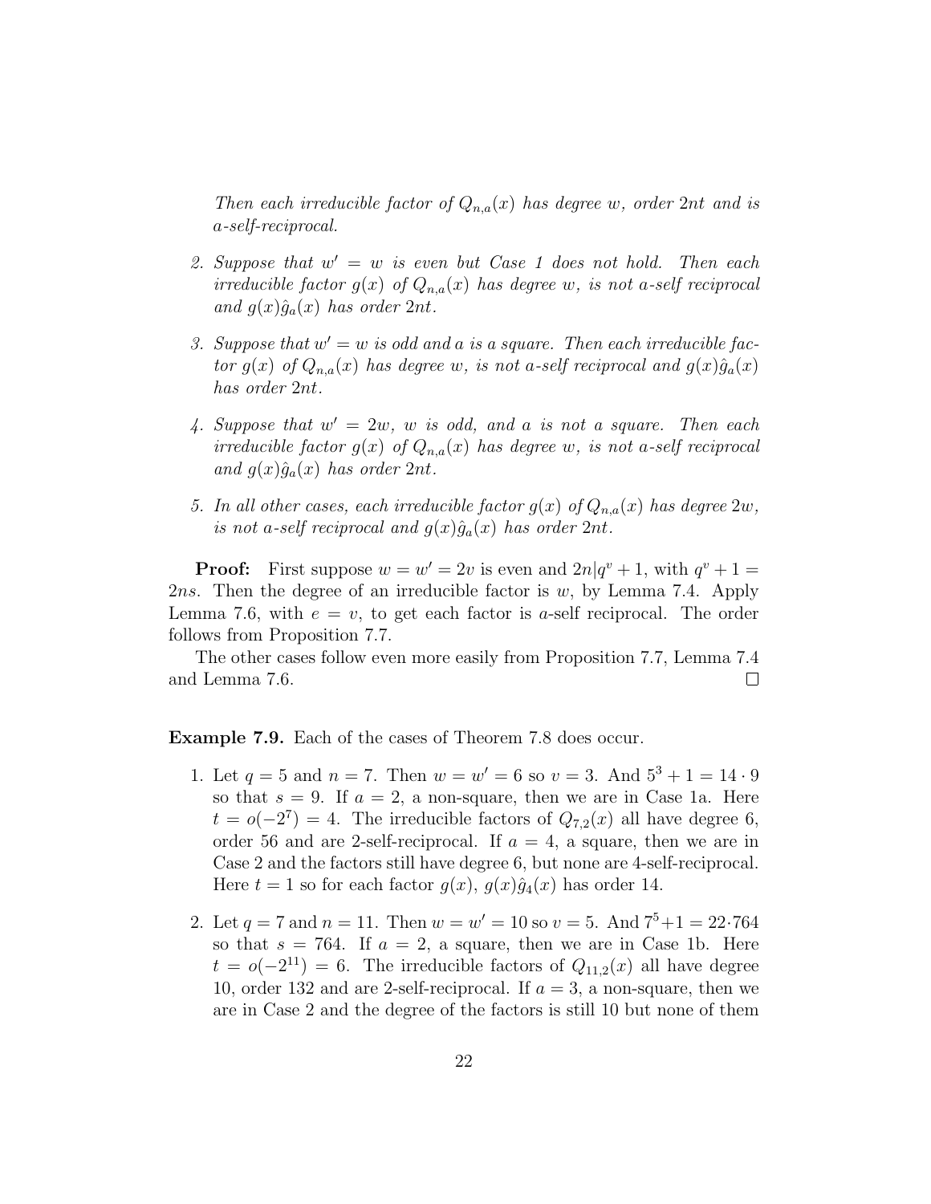*Then each irreducible factor of $Q_{n,a}(x)$ has degree $w$, order $2nt$ and is $a$-self-reciprocal.*

2. *Suppose that $w' = w$ is even but Case 1 does not hold. Then each irreducible factor $g(x)$ of $Q_{n,a}(x)$ has degree $w$, is not $a$-self reciprocal and $g(x)\hat{g}_a(x)$ has order $2nt$.*

3. *Suppose that $w' = w$ is odd and $a$ is a square. Then each irreducible factor $g(x)$ of $Q_{n,a}(x)$ has degree $w$, is not $a$-self reciprocal and $g(x)\hat{g}_a(x)$ has order $2nt$.*

4. *Suppose that $w' = 2w$, $w$ is odd, and $a$ is not a square. Then each irreducible factor $g(x)$ of $Q_{n,a}(x)$ has degree $w$, is not $a$-self reciprocal and $g(x)\hat{g}_a(x)$ has order $2nt$.*

5. *In all other cases, each irreducible factor $g(x)$ of $Q_{n,a}(x)$ has degree $2w$, is not $a$-self reciprocal and $g(x)\hat{g}_a(x)$ has order $2nt$.*

**Proof:** First suppose $w = w' = 2v$ is even and $2n|q^v + 1$, with $q^v + 1 = 2ns$. Then the degree of an irreducible factor is $w$, by Lemma 7.4. Apply Lemma 7.6, with $e = v$, to get each factor is $a$-self reciprocal. The order follows from Proposition 7.7.

The other cases follow even more easily from Proposition 7.7, Lemma 7.4 and Lemma 7.6. $\square$

**Example 7.9.** Each of the cases of Theorem 7.8 does occur.

1. Let $q = 5$ and $n = 7$. Then $w = w' = 6$ so $v = 3$. And $5^3 + 1 = 14 \cdot 9$ so that $s = 9$. If $a = 2$, a non-square, then we are in Case 1a. Here $t = o(-2^7) = 4$. The irreducible factors of $Q_{7,2}(x)$ all have degree 6, order 56 and are 2-self-reciprocal. If $a = 4$, a square, then we are in Case 2 and the factors still have degree 6, but none are 4-self-reciprocal. Here $t = 1$ so for each factor $g(x)$, $g(x)\hat{g}_4(x)$ has order 14.

2. Let $q = 7$ and $n = 11$. Then $w = w' = 10$ so $v = 5$. And $7^5+1 = 22 \cdot 764$ so that $s = 764$. If $a = 2$, a square, then we are in Case 1b. Here $t = o(-2^{11}) = 6$. The irreducible factors of $Q_{11,2}(x)$ all have degree 10, order 132 and are 2-self-reciprocal. If $a = 3$, a non-square, then we are in Case 2 and the degree of the factors is still 10 but none of them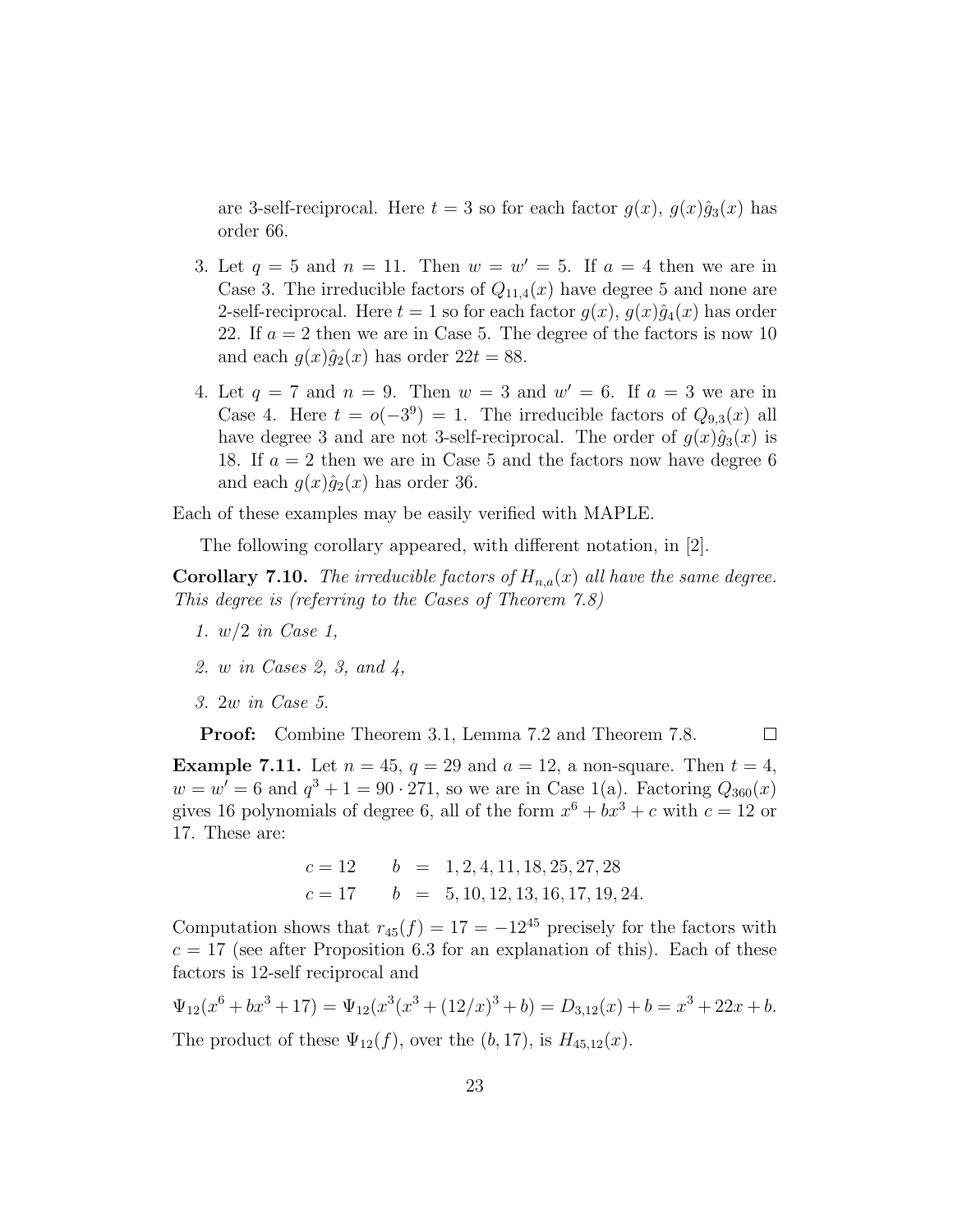are 3-self-reciprocal. Here $t = 3$ so for each factor $g(x)$, $g(x)\hat{g}_3(x)$ has order 66.

3. Let $q = 5$ and $n = 11$. Then $w = w' = 5$. If $a = 4$ then we are in Case 3. The irreducible factors of $Q_{11,4}(x)$ have degree 5 and none are 2-self-reciprocal. Here $t = 1$ so for each factor $g(x)$, $g(x)\hat{g}_4(x)$ has order 22. If $a = 2$ then we are in Case 5. The degree of the factors is now 10 and each $g(x)\hat{g}_2(x)$ has order $22t = 88$.

4. Let $q = 7$ and $n = 9$. Then $w = 3$ and $w' = 6$. If $a = 3$ we are in Case 4. Here $t = o(-3^9) = 1$. The irreducible factors of $Q_{9,3}(x)$ all have degree 3 and are not 3-self-reciprocal. The order of $g(x)\hat{g}_3(x)$ is 18. If $a = 2$ then we are in Case 5 and the factors now have degree 6 and each $g(x)\hat{g}_2(x)$ has order 36.

Each of these examples may be easily verified with MAPLE.

The following corollary appeared, with different notation, in [2].

**Corollary 7.10.** *The irreducible factors of $H_{n,a}(x)$ all have the same degree. This degree is (referring to the Cases of Theorem 7.8)*

1. *$w/2$ in Case 1,*
2. *$w$ in Cases 2, 3, and 4,*
3. *$2w$ in Case 5.*

**Proof:** Combine Theorem 3.1, Lemma 7.2 and Theorem 7.8. $\square$

**Example 7.11.** Let $n = 45$, $q = 29$ and $a = 12$, a non-square. Then $t = 4$, $w = w' = 6$ and $q^3 + 1 = 90 \cdot 271$, so we are in Case 1(a). Factoring $Q_{360}(x)$ gives 16 polynomials of degree 6, all of the form $x^6 + bx^3 + c$ with $c = 12$ or 17. These are:

$$
\begin{aligned}
c = 12 \qquad b &= 1, 2, 4, 11, 18, 25, 27, 28 \\
c = 17 \qquad b &= 5, 10, 12, 13, 16, 17, 19, 24.
\end{aligned}
$$

Computation shows that $r_{45}(f) = 17 = -12^{45}$ precisely for the factors with $c = 17$ (see after Proposition 6.3 for an explanation of this). Each of these factors is 12-self reciprocal and

$$\Psi_{12}(x^6 + bx^3 + 17) = \Psi_{12}(x^3(x^3 + (12/x)^3 + b) = D_{3,12}(x) + b = x^3 + 22x + b.$$

The product of these $\Psi_{12}(f)$, over the $(b, 17)$, is $H_{45,12}(x)$.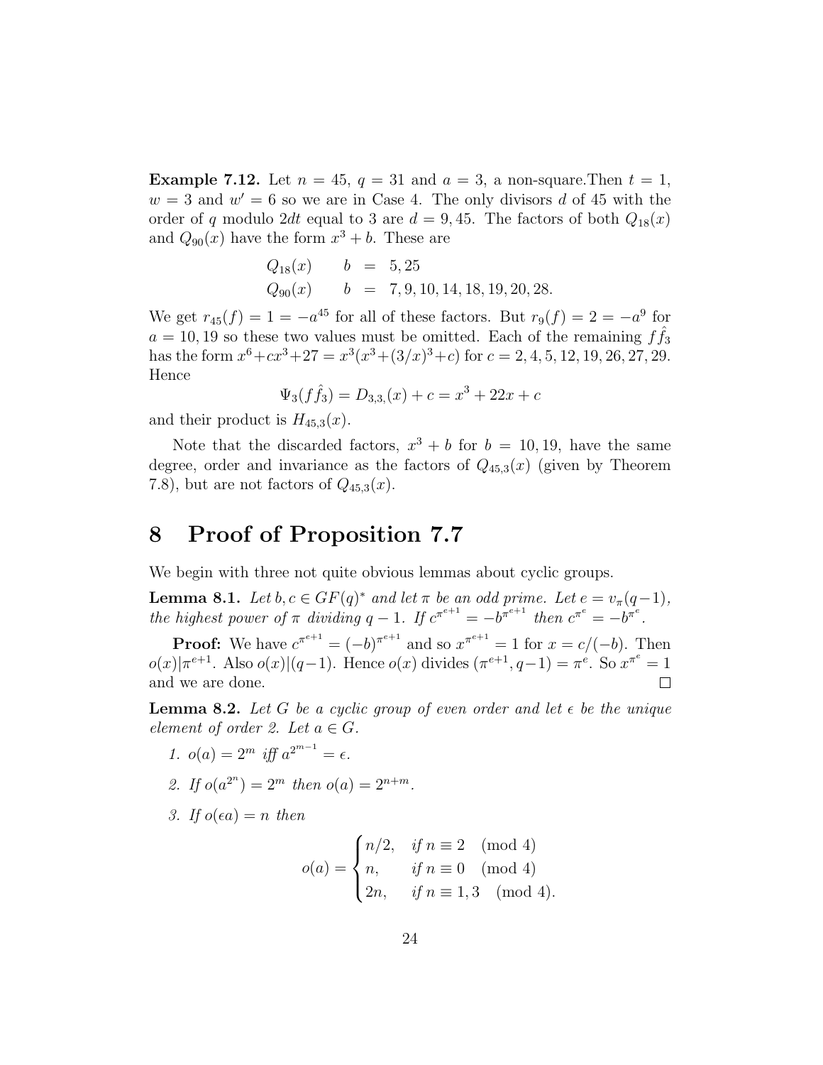**Example 7.12.** Let $n = 45$, $q = 31$ and $a = 3$, a non-square.Then $t = 1$, $w = 3$ and $w' = 6$ so we are in Case 4. The only divisors $d$ of 45 with the order of $q$ modulo $2dt$ equal to 3 are $d = 9, 45$. The factors of both $Q_{18}(x)$ and $Q_{90}(x)$ have the form $x^3 + b$. These are

$$\begin{array}{lrcl} Q_{18}(x) & b & = & 5, 25 \\ Q_{90}(x) & b & = & 7, 9, 10, 14, 18, 19, 20, 28. \end{array}$$

We get $r_{45}(f) = 1 = -a^{45}$ for all of these factors. But $r_9(f) = 2 = -a^9$ for $a = 10, 19$ so these two values must be omitted. Each of the remaining $f\hat{f}_3$ has the form $x^6 + cx^3 + 27 = x^3(x^3 + (3/x)^3 + c)$ for $c = 2, 4, 5, 12, 19, 26, 27, 29$. Hence

$$\Psi_3(f\hat{f}_3) = D_{3,3,}(x) + c = x^3 + 22x + c$$

and their product is $H_{45,3}(x)$.

Note that the discarded factors, $x^3 + b$ for $b = 10, 19$, have the same degree, order and invariance as the factors of $Q_{45,3}(x)$ (given by Theorem 7.8), but are not factors of $Q_{45,3}(x)$.

# 8 Proof of Proposition 7.7

We begin with three not quite obvious lemmas about cyclic groups.

**Lemma 8.1.** *Let $b, c \in GF(q)^*$ and let $\pi$ be an odd prime. Let $e = v_\pi(q-1)$, the highest power of $\pi$ dividing $q-1$. If $c^{\pi^{e+1}} = -b^{\pi^{e+1}}$ then $c^{\pi^e} = -b^{\pi^e}$.*

**Proof:** We have $c^{\pi^{e+1}} = (-b)^{\pi^{e+1}}$ and so $x^{\pi^{e+1}} = 1$ for $x = c/(-b)$. Then $o(x)|\pi^{e+1}$. Also $o(x)|(q-1)$. Hence $o(x)$ divides $(\pi^{e+1}, q-1) = \pi^e$. So $x^{\pi^e} = 1$ and we are done. □

**Lemma 8.2.** *Let $G$ be a cyclic group of even order and let $\epsilon$ be the unique element of order 2. Let $a \in G$.*

1. *$o(a) = 2^m$ iff $a^{2^{m-1}} = \epsilon$.*
2. *If $o(a^{2^n}) = 2^m$ then $o(a) = 2^{n+m}$.*
3. *If $o(\epsilon a) = n$ then*

$$o(a) = \begin{cases} n/2, & \text{if } n \equiv 2 \pmod 4 \\ n, & \text{if } n \equiv 0 \pmod 4 \\ 2n, & \text{if } n \equiv 1, 3 \pmod 4. \end{cases}$$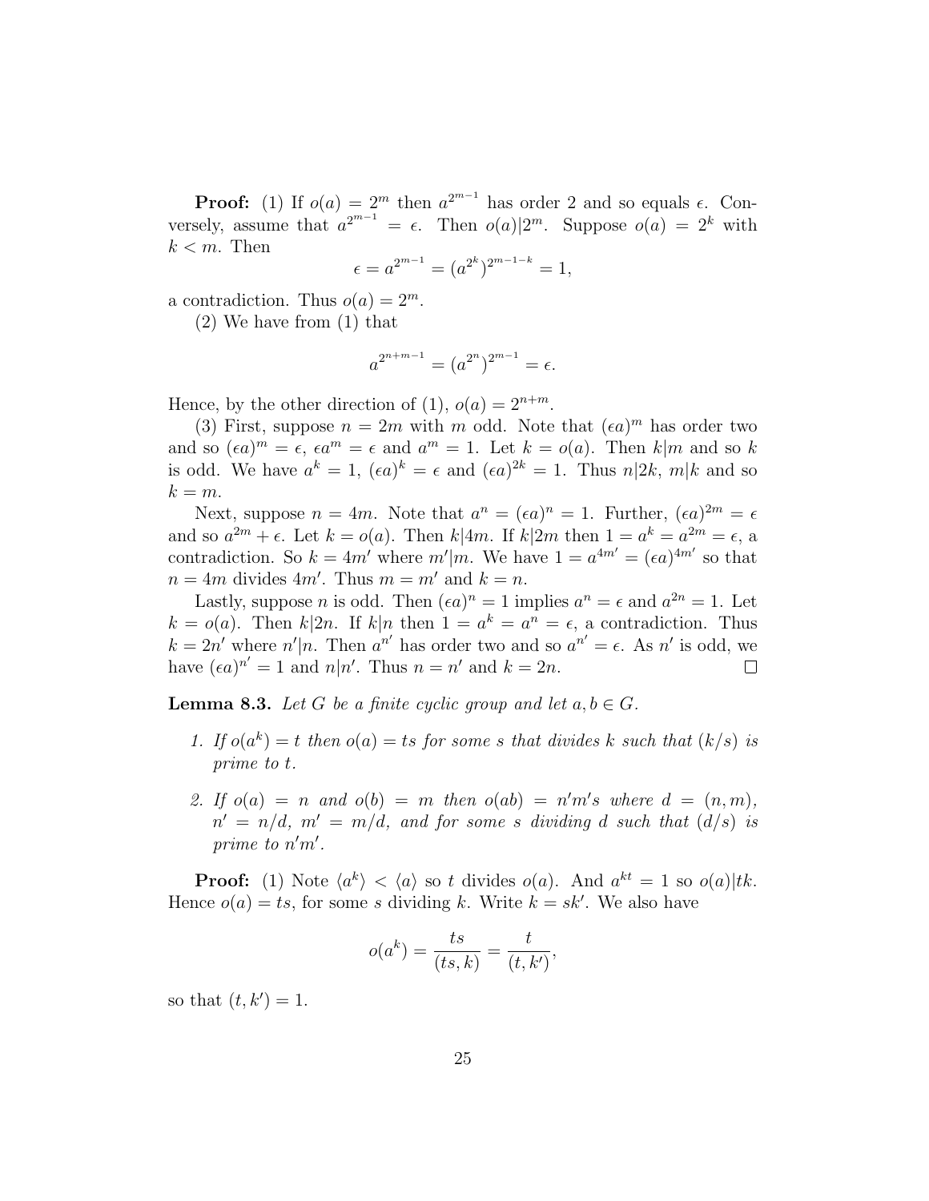**Proof:** (1) If $o(a) = 2^m$ then $a^{2^{m-1}}$ has order 2 and so equals $\epsilon$. Conversely, assume that $a^{2^{m-1}} = \epsilon$. Then $o(a)|2^m$. Suppose $o(a) = 2^k$ with $k < m$. Then

$$\epsilon = a^{2^{m-1}} = (a^{2^k})^{2^{m-1-k}} = 1,$$

a contradiction. Thus $o(a) = 2^m$.

(2) We have from (1) that

$$a^{2^{n+m-1}} = (a^{2^n})^{2^{m-1}} = \epsilon.$$

Hence, by the other direction of (1), $o(a) = 2^{n+m}$.

(3) First, suppose $n = 2m$ with $m$ odd. Note that $(\epsilon a)^m$ has order two and so $(\epsilon a)^m = \epsilon$, $\epsilon a^m = \epsilon$ and $a^m = 1$. Let $k = o(a)$. Then $k|m$ and so $k$ is odd. We have $a^k = 1$, $(\epsilon a)^k = \epsilon$ and $(\epsilon a)^{2k} = 1$. Thus $n|2k$, $m|k$ and so $k = m$.

Next, suppose $n = 4m$. Note that $a^n = (\epsilon a)^n = 1$. Further, $(\epsilon a)^{2m} = \epsilon$ and so $a^{2m} + \epsilon$. Let $k = o(a)$. Then $k|4m$. If $k|2m$ then $1 = a^k = a^{2m} = \epsilon$, a contradiction. So $k = 4m'$ where $m'|m$. We have $1 = a^{4m'} = (\epsilon a)^{4m'}$ so that $n = 4m$ divides $4m'$. Thus $m = m'$ and $k = n$.

Lastly, suppose $n$ is odd. Then $(\epsilon a)^n = 1$ implies $a^n = \epsilon$ and $a^{2n} = 1$. Let $k = o(a)$. Then $k|2n$. If $k|n$ then $1 = a^k = a^n = \epsilon$, a contradiction. Thus $k = 2n'$ where $n'|n$. Then $a^{n'}$ has order two and so $a^{n'} = \epsilon$. As $n'$ is odd, we have $(\epsilon a)^{n'} = 1$ and $n|n'$. Thus $n = n'$ and $k = 2n$. □

**Lemma 8.3.** *Let $G$ be a finite cyclic group and let $a, b \in G$.*

1. *If $o(a^k) = t$ then $o(a) = ts$ for some $s$ that divides $k$ such that $(k/s)$ is prime to $t$.*
2. *If $o(a) = n$ and $o(b) = m$ then $o(ab) = n'm's$ where $d = (n, m)$, $n' = n/d$, $m' = m/d$, and for some $s$ dividing $d$ such that $(d/s)$ is prime to $n'm'$.*

**Proof:** (1) Note $\langle a^k \rangle < \langle a \rangle$ so $t$ divides $o(a)$. And $a^{kt} = 1$ so $o(a)|tk$. Hence $o(a) = ts$, for some $s$ dividing $k$. Write $k = sk'$. We also have

$$o(a^k) = \frac{ts}{(ts, k)} = \frac{t}{(t, k')},$$

so that $(t, k') = 1$.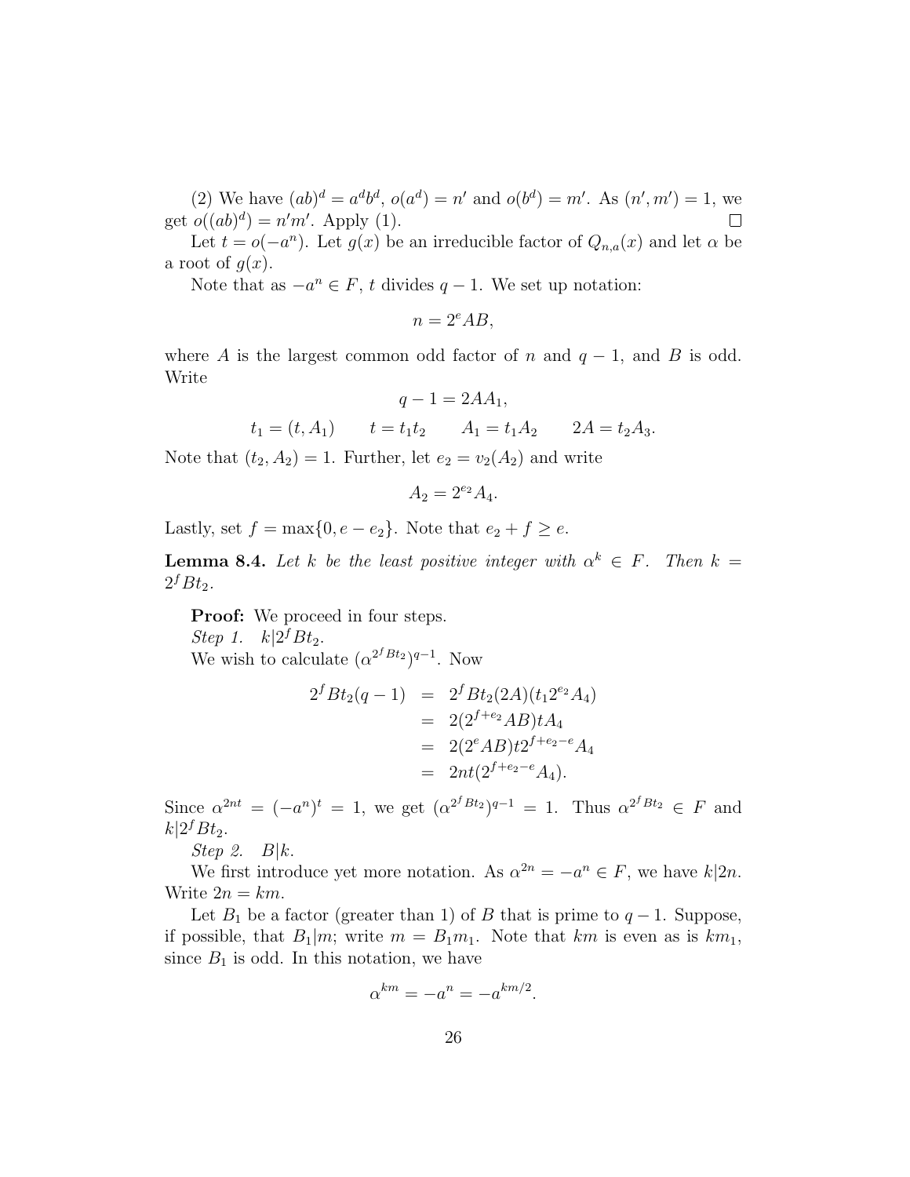(2) We have $(ab)^d = a^d b^d$, $o(a^d) = n'$ and $o(b^d) = m'$. As $(n', m') = 1$, we get $o((ab)^d) = n'm'$. Apply (1). $\square$

Let $t = o(-a^n)$. Let $g(x)$ be an irreducible factor of $Q_{n,a}(x)$ and let $\alpha$ be a root of $g(x)$.

Note that as $-a^n \in F$, $t$ divides $q-1$. We set up notation:

$$n = 2^e AB,$$

where $A$ is the largest common odd factor of $n$ and $q-1$, and $B$ is odd. Write

$$q - 1 = 2AA_1,$$

$$t_1 = (t, A_1) \qquad t = t_1 t_2 \qquad A_1 = t_1 A_2 \qquad 2A = t_2 A_3.$$

Note that $(t_2, A_2) = 1$. Further, let $e_2 = v_2(A_2)$ and write

$$A_2 = 2^{e_2} A_4.$$

Lastly, set $f = \max\{0, e - e_2\}$. Note that $e_2 + f \geq e$.

**Lemma 8.4.** *Let $k$ be the least positive integer with $\alpha^k \in F$. Then $k = 2^f B t_2$.*

**Proof:** We proceed in four steps.

*Step 1.* $k | 2^f B t_2$.

We wish to calculate $(\alpha^{2^f B t_2})^{q-1}$. Now

$$\begin{aligned}
2^f B t_2 (q-1) &= 2^f B t_2 (2A)(t_1 2^{e_2} A_4) \\
&= 2(2^{f+e_2} AB) t A_4 \\
&= 2(2^e AB) t 2^{f+e_2-e} A_4 \\
&= 2nt(2^{f+e_2-e} A_4).
\end{aligned}$$

Since $\alpha^{2nt} = (-a^n)^t = 1$, we get $(\alpha^{2^f B t_2})^{q-1} = 1$. Thus $\alpha^{2^f B t_2} \in F$ and $k | 2^f B t_2$.

*Step 2.* $B | k$.

We first introduce yet more notation. As $\alpha^{2n} = -a^n \in F$, we have $k | 2n$. Write $2n = km$.

Let $B_1$ be a factor (greater than 1) of $B$ that is prime to $q-1$. Suppose, if possible, that $B_1 | m$; write $m = B_1 m_1$. Note that $km$ is even as is $km_1$, since $B_1$ is odd. In this notation, we have

$$\alpha^{km} = -a^n = -a^{km/2}.$$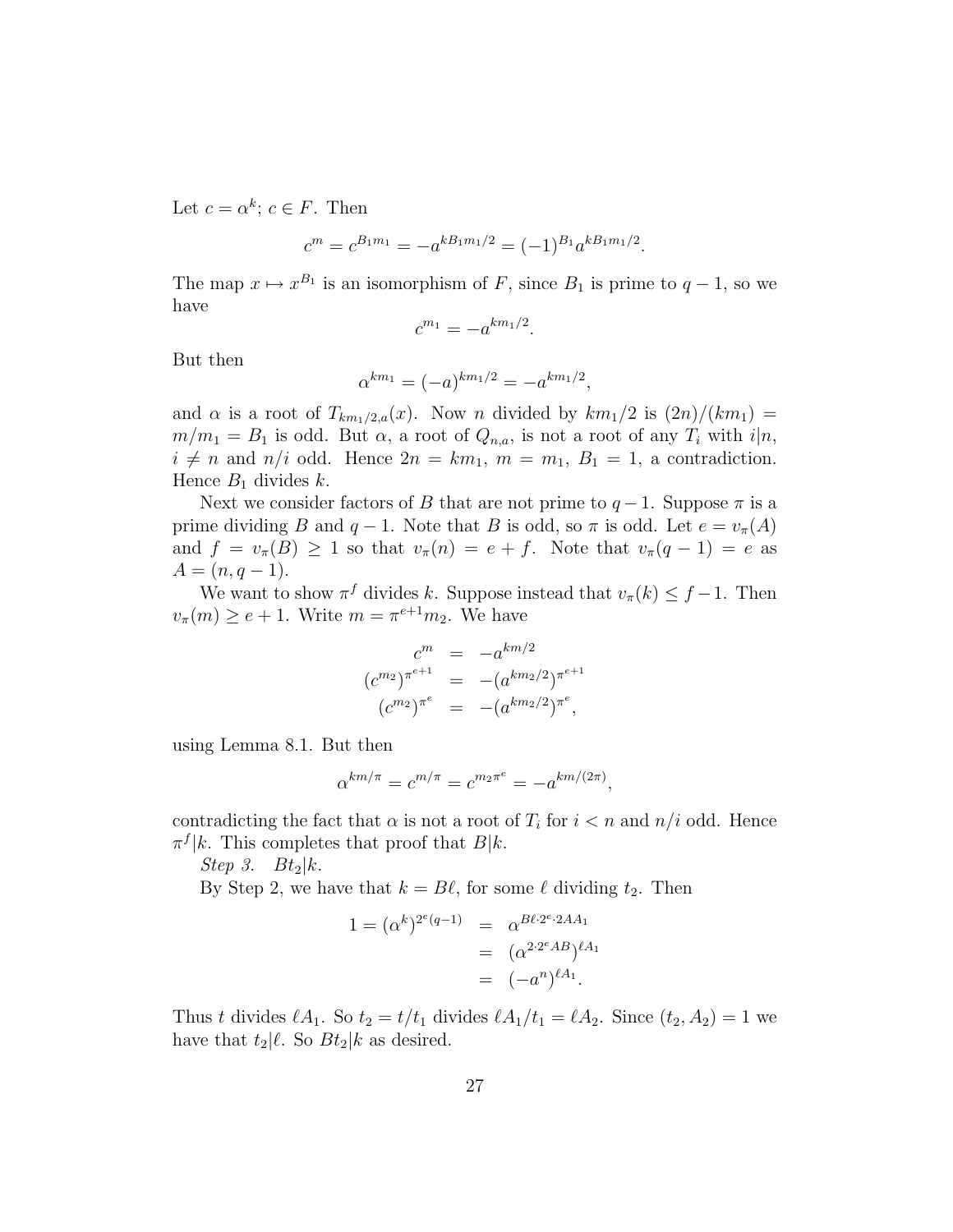Let $c = \alpha^k$; $c \in F$. Then

$$c^m = c^{B_1 m_1} = -a^{kB_1 m_1/2} = (-1)^{B_1} a^{kB_1 m_1/2}.$$

The map $x \mapsto x^{B_1}$ is an isomorphism of $F$, since $B_1$ is prime to $q-1$, so we have

$$c^{m_1} = -a^{km_1/2}.$$

But then

$$\alpha^{km_1} = (-a)^{km_1/2} = -a^{km_1/2},$$

and $\alpha$ is a root of $T_{km_1/2,a}(x)$. Now $n$ divided by $km_1/2$ is $(2n)/(km_1) = m/m_1 = B_1$ is odd. But $\alpha$, a root of $Q_{n,a}$, is not a root of any $T_i$ with $i|n$, $i \neq n$ and $n/i$ odd. Hence $2n = km_1$, $m = m_1$, $B_1 = 1$, a contradiction. Hence $B_1$ divides $k$.

Next we consider factors of $B$ that are not prime to $q-1$. Suppose $\pi$ is a prime dividing $B$ and $q-1$. Note that $B$ is odd, so $\pi$ is odd. Let $e = v_\pi(A)$ and $f = v_\pi(B) \geq 1$ so that $v_\pi(n) = e + f$. Note that $v_\pi(q-1) = e$ as $A = (n, q-1)$.

We want to show $\pi^f$ divides $k$. Suppose instead that $v_\pi(k) \leq f - 1$. Then $v_\pi(m) \geq e+1$. Write $m = \pi^{e+1} m_2$. We have

$$\begin{aligned} c^m &= -a^{km/2} \\ (c^{m_2})^{\pi^{e+1}} &= -(a^{km_2/2})^{\pi^{e+1}} \\ (c^{m_2})^{\pi^e} &= -(a^{km_2/2})^{\pi^e}, \end{aligned}$$

using Lemma 8.1. But then

$$\alpha^{km/\pi} = c^{m/\pi} = c^{m_2 \pi^e} = -a^{km/(2\pi)},$$

contradicting the fact that $\alpha$ is not a root of $T_i$ for $i < n$ and $n/i$ odd. Hence $\pi^f | k$. This completes that proof that $B|k$.

*Step 3.* $Bt_2|k$.

By Step 2, we have that $k = B\ell$, for some $\ell$ dividing $t_2$. Then

$$\begin{aligned} 1 = (\alpha^k)^{2^e(q-1)} &= \alpha^{B\ell \cdot 2^e \cdot 2AA_1} \\ &= (\alpha^{2 \cdot 2^e AB})^{\ell A_1} \\ &= (-a^n)^{\ell A_1}. \end{aligned}$$

Thus $t$ divides $\ell A_1$. So $t_2 = t/t_1$ divides $\ell A_1/t_1 = \ell A_2$. Since $(t_2, A_2) = 1$ we have that $t_2 | \ell$. So $Bt_2 | k$ as desired.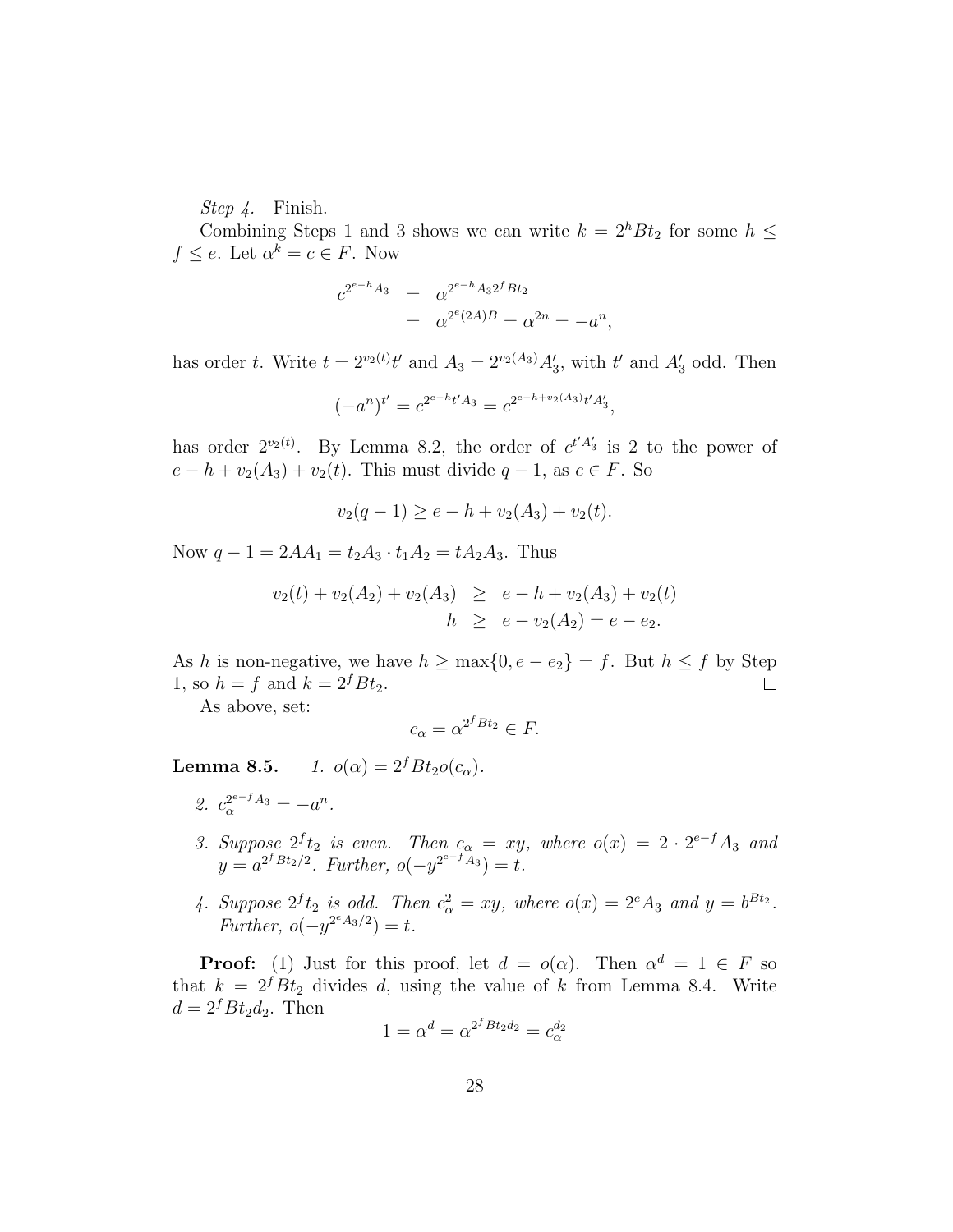*Step 4.* Finish.

Combining Steps 1 and 3 shows we can write $k = 2^h Bt_2$ for some $h \leq f \leq e$. Let $\alpha^k = c \in F$. Now

$$\begin{aligned} c^{2^{e-h}A_3} &= \alpha^{2^{e-h}A_3 2^f Bt_2} \\ &= \alpha^{2^e(2A)B} = \alpha^{2n} = -a^n, \end{aligned}$$

has order $t$. Write $t = 2^{v_2(t)}t'$ and $A_3 = 2^{v_2(A_3)}A_3'$, with $t'$ and $A_3'$ odd. Then

$$(-a^n)^{t'} = c^{2^{e-h}t'A_3} = c^{2^{e-h+v_2(A_3)}t'A_3'},$$

has order $2^{v_2(t)}$. By Lemma 8.2, the order of $c^{t'A_3'}$ is 2 to the power of $e - h + v_2(A_3) + v_2(t)$. This must divide $q-1$, as $c \in F$. So

$$v_2(q-1) \geq e - h + v_2(A_3) + v_2(t).$$

Now $q - 1 = 2AA_1 = t_2 A_3 \cdot t_1 A_2 = tA_2A_3$. Thus

$$\begin{aligned} v_2(t) + v_2(A_2) + v_2(A_3) &\geq e - h + v_2(A_3) + v_2(t) \\ h &\geq e - v_2(A_2) = e - e_2. \end{aligned}$$

As $h$ is non-negative, we have $h \geq \max\{0, e - e_2\} = f$. But $h \leq f$ by Step 1, so $h = f$ and $k = 2^f Bt_2$. □

As above, set:

$$c_\alpha = \alpha^{2^f Bt_2} \in F.$$

**Lemma 8.5.** *1. $o(\alpha) = 2^f Bt_2 o(c_\alpha)$.*

*2. $c_\alpha^{2^{e-f}A_3} = -a^n$.*

*3. Suppose $2^f t_2$ is even. Then $c_\alpha = xy$, where $o(x) = 2 \cdot 2^{e-f}A_3$ and $y = a^{2^f Bt_2/2}$. Further, $o(-y^{2^{e-f}A_3}) = t$.*

*4. Suppose $2^f t_2$ is odd. Then $c_\alpha^2 = xy$, where $o(x) = 2^e A_3$ and $y = b^{Bt_2}$. Further, $o(-y^{2^e A_3/2}) = t$.*

**Proof:** (1) Just for this proof, let $d = o(\alpha)$. Then $\alpha^d = 1 \in F$ so that $k = 2^f Bt_2$ divides $d$, using the value of $k$ from Lemma 8.4. Write $d = 2^f Bt_2 d_2$. Then

$$1 = \alpha^d = \alpha^{2^f Bt_2 d_2} = c_\alpha^{d_2}$$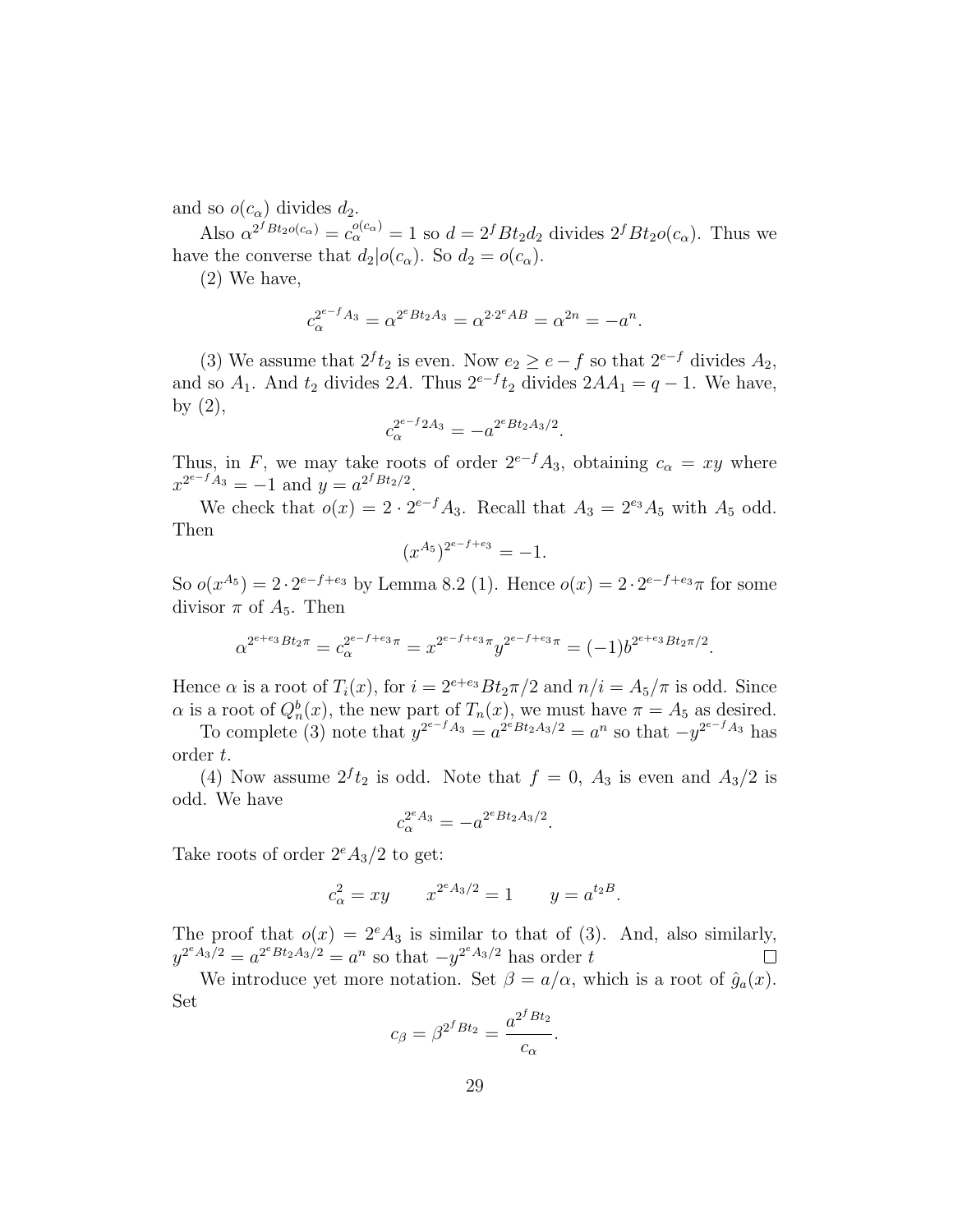and so $o(c_\alpha)$ divides $d_2$.

Also $\alpha^{2^f Bt_2 o(c_\alpha)} = c_\alpha^{o(c_\alpha)} = 1$ so $d = 2^f Bt_2 d_2$ divides $2^f Bt_2 o(c_\alpha)$. Thus we have the converse that $d_2 | o(c_\alpha)$. So $d_2 = o(c_\alpha)$.

(2) We have,

$$c_\alpha^{2^{e-f}A_3} = \alpha^{2^e Bt_2 A_3} = \alpha^{2 \cdot 2^e AB} = \alpha^{2n} = -a^n.$$

(3) We assume that $2^f t_2$ is even. Now $e_2 \geq e - f$ so that $2^{e-f}$ divides $A_2$, and so $A_1$. And $t_2$ divides $2A$. Thus $2^{e-f}t_2$ divides $2AA_1 = q - 1$. We have, by (2),

$$c_\alpha^{2^{e-f}2A_3} = -a^{2^e Bt_2 A_3/2}.$$

Thus, in $F$, we may take roots of order $2^{e-f}A_3$, obtaining $c_\alpha = xy$ where $x^{2^{e-f}A_3} = -1$ and $y = a^{2^f Bt_2/2}$.

We check that $o(x) = 2 \cdot 2^{e-f}A_3$. Recall that $A_3 = 2^{e_3}A_5$ with $A_5$ odd. Then

$$(x^{A_5})^{2^{e-f+e_3}} = -1.$$

So $o(x^{A_5}) = 2 \cdot 2^{e-f+e_3}$ by Lemma 8.2 (1). Hence $o(x) = 2 \cdot 2^{e-f+e_3}\pi$ for some divisor $\pi$ of $A_5$. Then

$$\alpha^{2^{e+e_3}Bt_2\pi} = c_\alpha^{2^{e-f+e_3}\pi} = x^{2^{e-f+e_3}\pi} y^{2^{e-f+e_3}\pi} = (-1)b^{2^{e+e_3}Bt_2\pi/2}.$$

Hence $\alpha$ is a root of $T_i(x)$, for $i = 2^{e+e_3}Bt_2\pi/2$ and $n/i = A_5/\pi$ is odd. Since $\alpha$ is a root of $Q_n^b(x)$, the new part of $T_n(x)$, we must have $\pi = A_5$ as desired.

To complete (3) note that $y^{2^{e-f}A_3} = a^{2^e Bt_2 A_3/2} = a^n$ so that $-y^{2^{e-f}A_3}$ has order $t$.

(4) Now assume $2^f t_2$ is odd. Note that $f = 0$, $A_3$ is even and $A_3/2$ is odd. We have

$$c_\alpha^{2^e A_3} = -a^{2^e Bt_2 A_3/2}.$$

Take roots of order $2^e A_3/2$ to get:

$$c_\alpha^2 = xy \qquad x^{2^e A_3/2} = 1 \qquad y = a^{t_2 B}.$$

The proof that $o(x) = 2^e A_3$ is similar to that of (3). And, also similarly, $y^{2^e A_3/2} = a^{2^e Bt_2 A_3/2} = a^n$ so that $-y^{2^e A_3/2}$ has order $t$ □

We introduce yet more notation. Set $\beta = a/\alpha$, which is a root of $\hat{g}_a(x)$. Set

$$c_\beta = \beta^{2^f Bt_2} = \frac{a^{2^f Bt_2}}{c_\alpha}.$$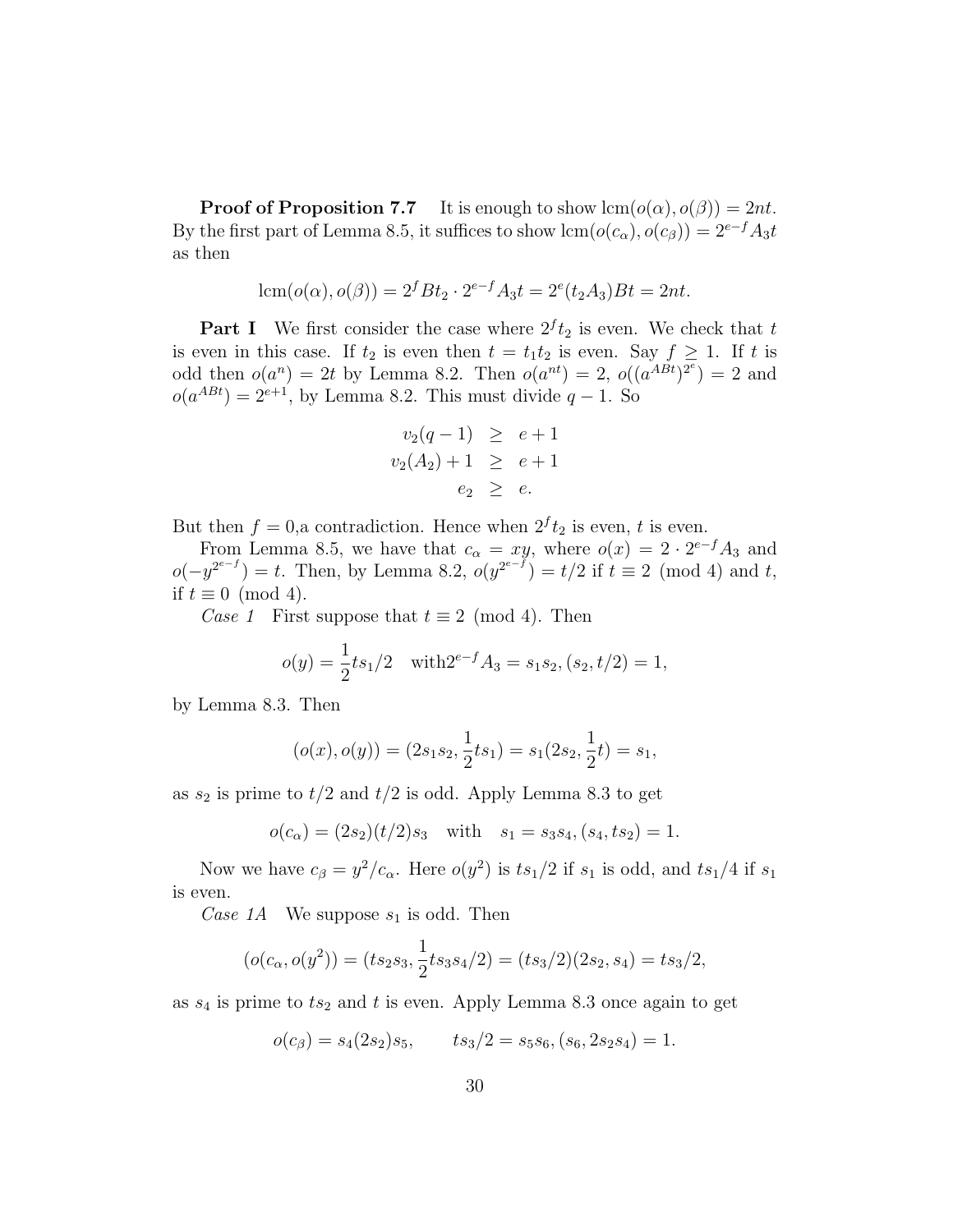**Proof of Proposition 7.7** It is enough to show $\operatorname{lcm}(o(\alpha), o(\beta)) = 2nt$. By the first part of Lemma 8.5, it suffices to show $\operatorname{lcm}(o(c_\alpha), o(c_\beta)) = 2^{e-f}A_3t$ as then

$$\operatorname{lcm}(o(\alpha), o(\beta)) = 2^f Bt_2 \cdot 2^{e-f}A_3t = 2^e(t_2A_3)Bt = 2nt.$$

**Part I** We first consider the case where $2^f t_2$ is even. We check that $t$ is even in this case. If $t_2$ is even then $t = t_1t_2$ is even. Say $f \geq 1$. If $t$ is odd then $o(a^n) = 2t$ by Lemma 8.2. Then $o(a^{nt}) = 2$, $o((a^{ABt})^{2^e}) = 2$ and $o(a^{ABt}) = 2^{e+1}$, by Lemma 8.2. This must divide $q-1$. So

$$\begin{aligned} v_2(q-1) &\geq e+1 \\ v_2(A_2)+1 &\geq e+1 \\ e_2 &\geq e. \end{aligned}$$

But then $f = 0$,a contradiction. Hence when $2^f t_2$ is even, $t$ is even.

From Lemma 8.5, we have that $c_\alpha = xy$, where $o(x) = 2 \cdot 2^{e-f}A_3$ and $o(-y^{2^{e-f}}) = t$. Then, by Lemma 8.2, $o(y^{2^{e-f}}) = t/2$ if $t \equiv 2 \pmod 4$ and $t$, if $t \equiv 0 \pmod 4$.

*Case 1* First suppose that $t \equiv 2 \pmod 4$. Then

$$o(y) = \frac{1}{2}ts_1/2 \quad \text{with} 2^{e-f}A_3 = s_1s_2, (s_2, t/2) = 1,$$

by Lemma 8.3. Then

$$(o(x), o(y)) = (2s_1s_2, \frac{1}{2}ts_1) = s_1(2s_2, \frac{1}{2}t) = s_1,$$

as $s_2$ is prime to $t/2$ and $t/2$ is odd. Apply Lemma 8.3 to get

$$o(c_\alpha) = (2s_2)(t/2)s_3 \quad \text{with} \quad s_1 = s_3s_4, (s_4, ts_2) = 1.$$

Now we have $c_\beta = y^2/c_\alpha$. Here $o(y^2)$ is $ts_1/2$ if $s_1$ is odd, and $ts_1/4$ if $s_1$ is even.

*Case 1A* We suppose $s_1$ is odd. Then

$$(o(c_\alpha, o(y^2)) = (ts_2s_3, \frac{1}{2}ts_3s_4/2) = (ts_3/2)(2s_2, s_4) = ts_3/2,$$

as $s_4$ is prime to $ts_2$ and $t$ is even. Apply Lemma 8.3 once again to get

$$o(c_\beta) = s_4(2s_2)s_5, \qquad ts_3/2 = s_5s_6, (s_6, 2s_2s_4) = 1.$$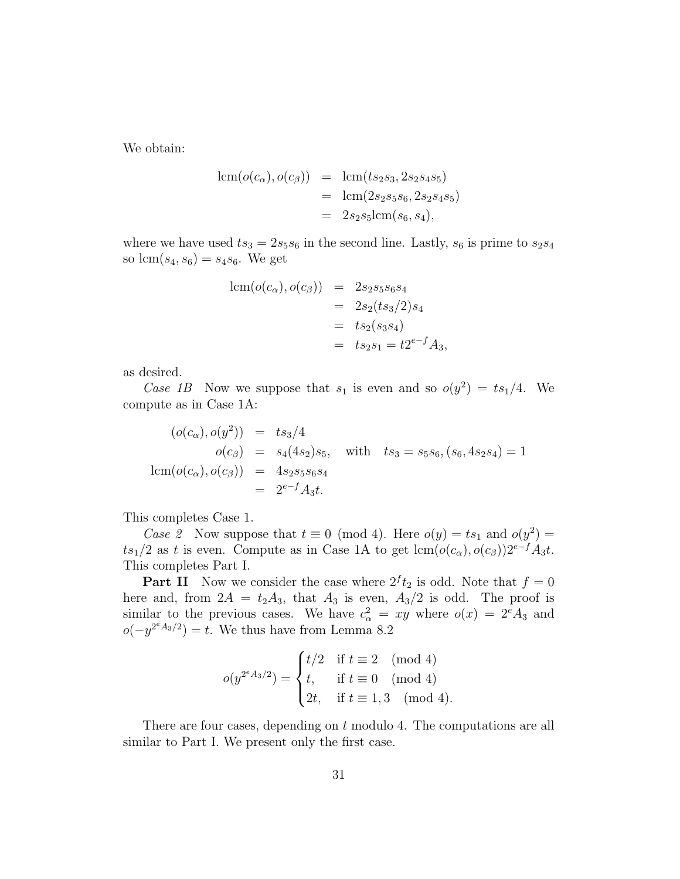We obtain:

$$
\begin{aligned}
\operatorname{lcm}(o(c_\alpha), o(c_\beta)) &= \operatorname{lcm}(ts_2s_3, 2s_2s_4s_5) \\
&= \operatorname{lcm}(2s_2s_5s_6, 2s_2s_4s_5) \\
&= 2s_2s_5\operatorname{lcm}(s_6, s_4),
\end{aligned}
$$

where we have used $ts_3 = 2s_5s_6$ in the second line. Lastly, $s_6$ is prime to $s_2s_4$ so $\operatorname{lcm}(s_4, s_6) = s_4s_6$. We get

$$
\begin{aligned}
\operatorname{lcm}(o(c_\alpha), o(c_\beta)) &= 2s_2s_5s_6s_4 \\
&= 2s_2(ts_3/2)s_4 \\
&= ts_2(s_3s_4) \\
&= ts_2s_1 = t2^{e-f}A_3,
\end{aligned}
$$

as desired.

*Case 1B* Now we suppose that $s_1$ is even and so $o(y^2) = ts_1/4$. We compute as in Case 1A:

$$
\begin{aligned}
(o(c_\alpha), o(y^2)) &= ts_3/4 \\
o(c_\beta) &= s_4(4s_2)s_5, \quad \text{with} \quad ts_3 = s_5s_6, (s_6, 4s_2s_4) = 1 \\
\operatorname{lcm}(o(c_\alpha), o(c_\beta)) &= 4s_2s_5s_6s_4 \\
&= 2^{e-f}A_3t.
\end{aligned}
$$

This completes Case 1.

*Case 2* Now suppose that $t \equiv 0 \pmod 4$. Here $o(y) = ts_1$ and $o(y^2) = ts_1/2$ as $t$ is even. Compute as in Case 1A to get $\operatorname{lcm}(o(c_\alpha), o(c_\beta))2^{e-f}A_3t$. This completes Part I.

**Part II** Now we consider the case where $2^ft_2$ is odd. Note that $f = 0$ here and, from $2A = t_2A_3$, that $A_3$ is even, $A_3/2$ is odd. The proof is similar to the previous cases. We have $c_\alpha^2 = xy$ where $o(x) = 2^eA_3$ and $o(-y^{2^eA_3/2}) = t$. We thus have from Lemma 8.2

$$
o(y^{2^eA_3/2}) = \begin{cases} t/2 & \text{if } t \equiv 2 \pmod 4 \\ t, & \text{if } t \equiv 0 \pmod 4 \\ 2t, & \text{if } t \equiv 1, 3 \pmod 4. \end{cases}
$$

There are four cases, depending on $t$ modulo 4. The computations are all similar to Part I. We present only the first case.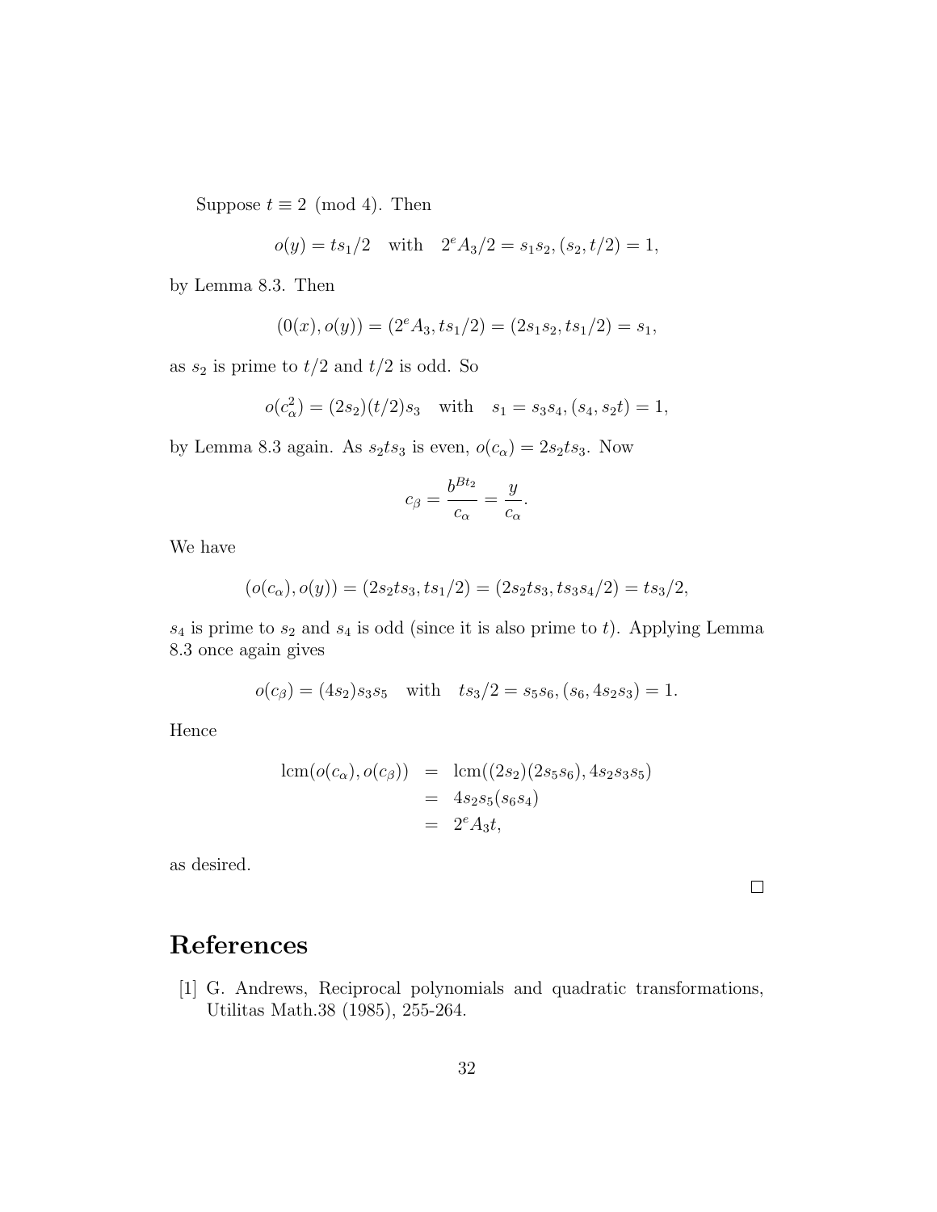Suppose $t \equiv 2 \pmod 4$. Then

$$o(y) = ts_1/2 \quad \text{with} \quad 2^e A_3/2 = s_1 s_2, (s_2, t/2) = 1,$$

by Lemma 8.3. Then

$$(0(x), o(y)) = (2^e A_3, ts_1/2) = (2s_1 s_2, ts_1/2) = s_1,$$

as $s_2$ is prime to $t/2$ and $t/2$ is odd. So

$$o(c_\alpha^2) = (2s_2)(t/2)s_3 \quad \text{with} \quad s_1 = s_3 s_4, (s_4, s_2 t) = 1,$$

by Lemma 8.3 again. As $s_2 t s_3$ is even, $o(c_\alpha) = 2s_2 t s_3$. Now

$$c_\beta = \frac{b^{Bt_2}}{c_\alpha} = \frac{y}{c_\alpha}.$$

We have

$$(o(c_\alpha), o(y)) = (2s_2 t s_3, ts_1/2) = (2s_2 t s_3, ts_3 s_4/2) = ts_3/2,$$

$s_4$ is prime to $s_2$ and $s_4$ is odd (since it is also prime to $t$). Applying Lemma 8.3 once again gives

$$o(c_\beta) = (4s_2)s_3 s_5 \quad \text{with} \quad ts_3/2 = s_5 s_6, (s_6, 4s_2 s_3) = 1.$$

Hence

$$\begin{aligned}
\text{lcm}(o(c_\alpha), o(c_\beta)) &= \text{lcm}((2s_2)(2s_5 s_6), 4s_2 s_3 s_5) \\
&= 4s_2 s_5 (s_6 s_4) \\
&= 2^e A_3 t,
\end{aligned}$$

as desired.

□

# References

[1] G. Andrews, Reciprocal polynomials and quadratic transformations, Utilitas Math.38 (1985), 255-264.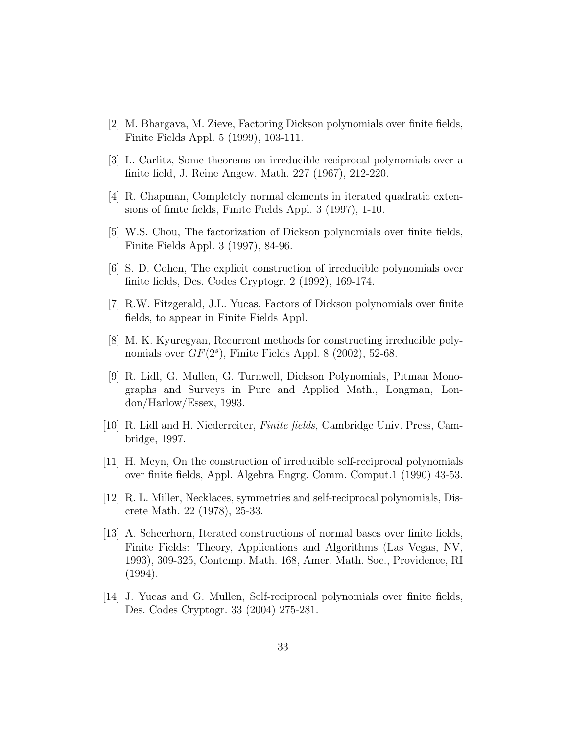[2] M. Bhargava, M. Zieve, Factoring Dickson polynomials over finite fields, Finite Fields Appl. 5 (1999), 103-111.

[3] L. Carlitz, Some theorems on irreducible reciprocal polynomials over a finite field, J. Reine Angew. Math. 227 (1967), 212-220.

[4] R. Chapman, Completely normal elements in iterated quadratic extensions of finite fields, Finite Fields Appl. 3 (1997), 1-10.

[5] W.S. Chou, The factorization of Dickson polynomials over finite fields, Finite Fields Appl. 3 (1997), 84-96.

[6] S. D. Cohen, The explicit construction of irreducible polynomials over finite fields, Des. Codes Cryptogr. 2 (1992), 169-174.

[7] R.W. Fitzgerald, J.L. Yucas, Factors of Dickson polynomials over finite fields, to appear in Finite Fields Appl.

[8] M. K. Kyuregyan, Recurrent methods for constructing irreducible polynomials over $GF(2^s)$, Finite Fields Appl. 8 (2002), 52-68.

[9] R. Lidl, G. Mullen, G. Turnwell, Dickson Polynomials, Pitman Monographs and Surveys in Pure and Applied Math., Longman, London/Harlow/Essex, 1993.

[10] R. Lidl and H. Niederreiter, *Finite fields,* Cambridge Univ. Press, Cambridge, 1997.

[11] H. Meyn, On the construction of irreducible self-reciprocal polynomials over finite fields, Appl. Algebra Engrg. Comm. Comput.1 (1990) 43-53.

[12] R. L. Miller, Necklaces, symmetries and self-reciprocal polynomials, Discrete Math. 22 (1978), 25-33.

[13] A. Scheerhorn, Iterated constructions of normal bases over finite fields, Finite Fields: Theory, Applications and Algorithms (Las Vegas, NV, 1993), 309-325, Contemp. Math. 168, Amer. Math. Soc., Providence, RI (1994).

[14] J. Yucas and G. Mullen, Self-reciprocal polynomials over finite fields, Des. Codes Cryptogr. 33 (2004) 275-281.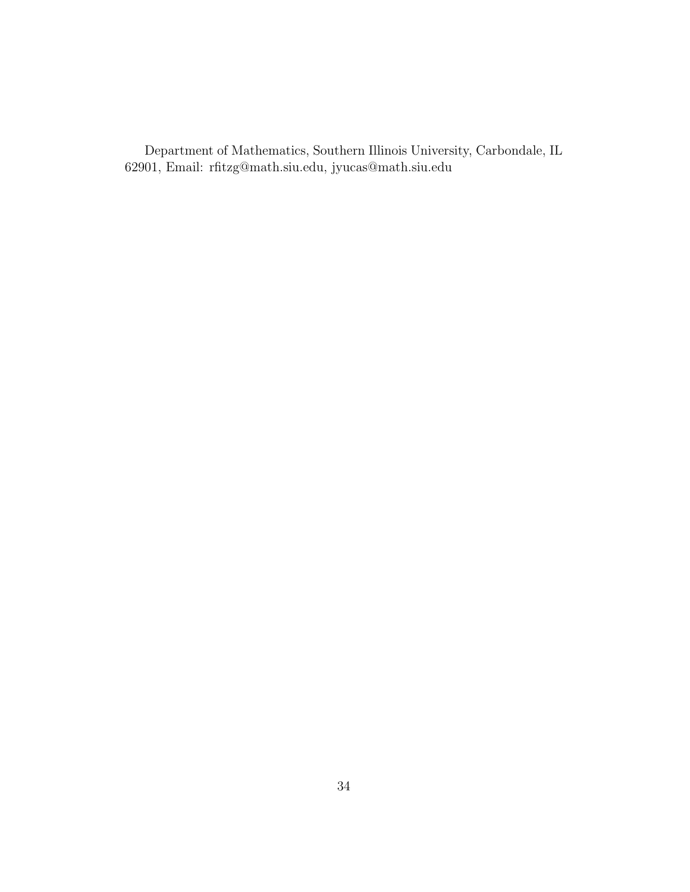Department of Mathematics, Southern Illinois University, Carbondale, IL 62901, Email: rfitzg@math.siu.edu, jyucas@math.siu.edu